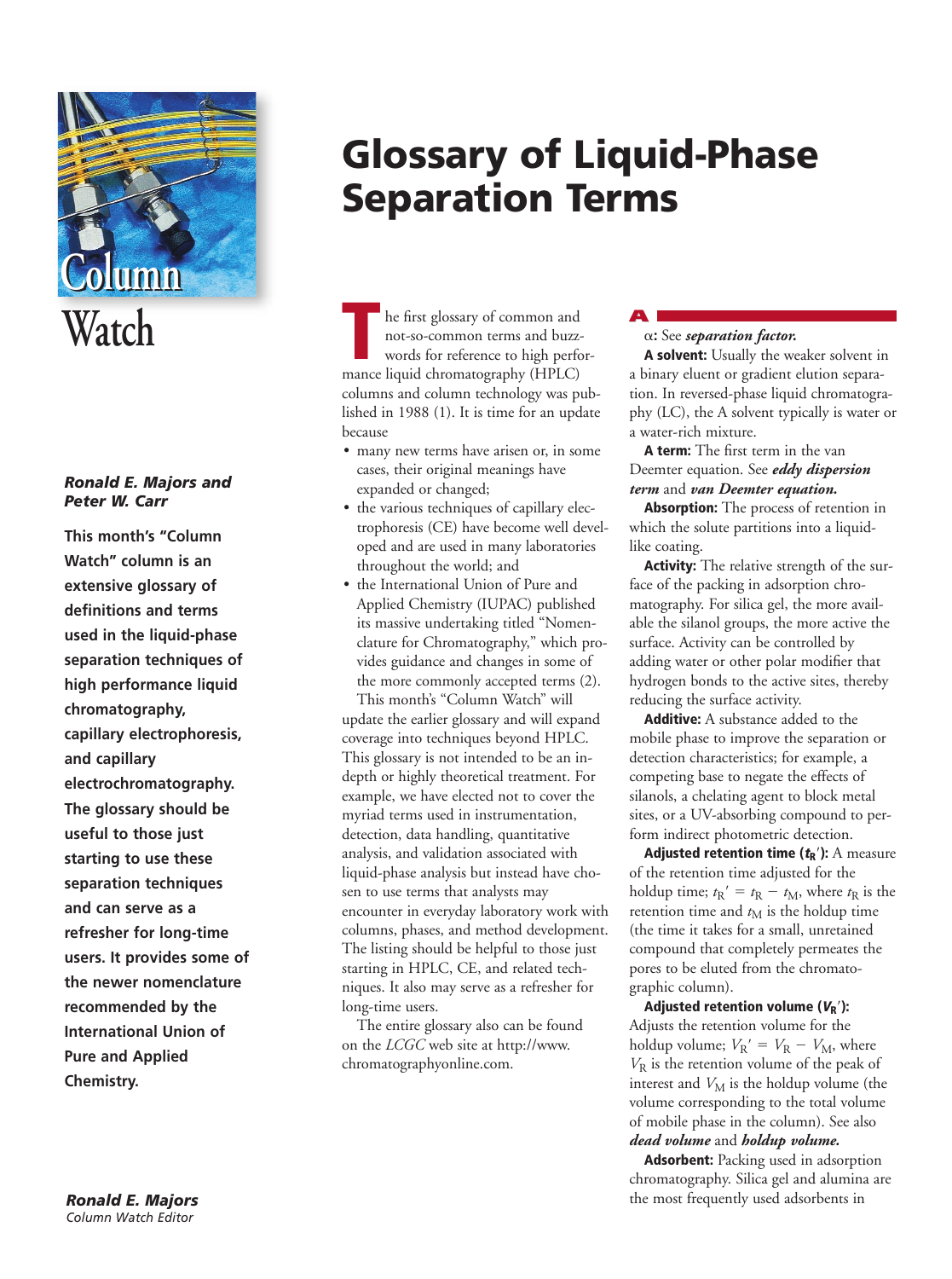Column Watch

# Glossary of Liquid-Phase Separation Terms

***Ronald E. Majors and Peter W. Carr***

**This month's "Column Watch" column is an extensive glossary of definitions and terms used in the liquid-phase separation techniques of high performance liquid chromatography, capillary electrophoresis, and capillary electrochromatography. The glossary should be useful to those just starting to use these separation techniques and can serve as a refresher for long-time users. It provides some of the newer nomenclature recommended by the International Union of Pure and Applied Chemistry.**

The first glossary of common and not-so-common terms and buzzwords for reference to high performance liquid chromatography (HPLC) columns and column technology was published in 1988 (1). It is time for an update because

- many new terms have arisen or, in some cases, their original meanings have expanded or changed;
- the various techniques of capillary electrophoresis (CE) have become well developed and are used in many laboratories throughout the world; and
- the International Union of Pure and Applied Chemistry (IUPAC) published its massive undertaking titled "Nomenclature for Chromatography," which provides guidance and changes in some of the more commonly accepted terms (2).

This month's "Column Watch" will update the earlier glossary and will expand coverage into techniques beyond HPLC. This glossary is not intended to be an in-depth or highly theoretical treatment. For example, we have elected not to cover the myriad terms used in instrumentation, detection, data handling, quantitative analysis, and validation associated with liquid-phase analysis but instead have chosen to use terms that analysts may encounter in everyday laboratory work with columns, phases, and method development. The listing should be helpful to those just starting in HPLC, CE, and related techniques. It also may serve as a refresher for long-time users.

The entire glossary also can be found on the *LCGC* web site at http://www.chromatographyonline.com.

## A

$\alpha$: See ***separation factor.***

**A solvent:** Usually the weaker solvent in a binary eluent or gradient elution separation. In reversed-phase liquid chromatography (LC), the A solvent typically is water or a water-rich mixture.

**A term:** The first term in the van Deemter equation. See ***eddy dispersion term*** and ***van Deemter equation.***

**Absorption:** The process of retention in which the solute partitions into a liquid-like coating.

**Activity:** The relative strength of the surface of the packing in adsorption chromatography. For silica gel, the more available the silanol groups, the more active the surface. Activity can be controlled by adding water or other polar modifier that hydrogen bonds to the active sites, thereby reducing the surface activity.

**Additive:** A substance added to the mobile phase to improve the separation or detection characteristics; for example, a competing base to negate the effects of silanols, a chelating agent to block metal sites, or a UV-absorbing compound to perform indirect photometric detection.

**Adjusted retention time ($t_R'$):** A measure of the retention time adjusted for the holdup time; $t_R' = t_R - t_M$, where $t_R$ is the retention time and $t_M$ is the holdup time (the time it takes for a small, unretained compound that completely permeates the pores to be eluted from the chromatographic column).

**Adjusted retention volume ($V_R'$):** Adjusts the retention volume for the holdup volume; $V_R' = V_R - V_M$, where $V_R$ is the retention volume of the peak of interest and $V_M$ is the holdup volume (the volume corresponding to the total volume of mobile phase in the column). See also ***dead volume*** and ***holdup volume.***

**Adsorbent:** Packing used in adsorption chromatography. Silica gel and alumina are the most frequently used adsorbents in

*Ronald E. Majors*
*Column Watch Editor*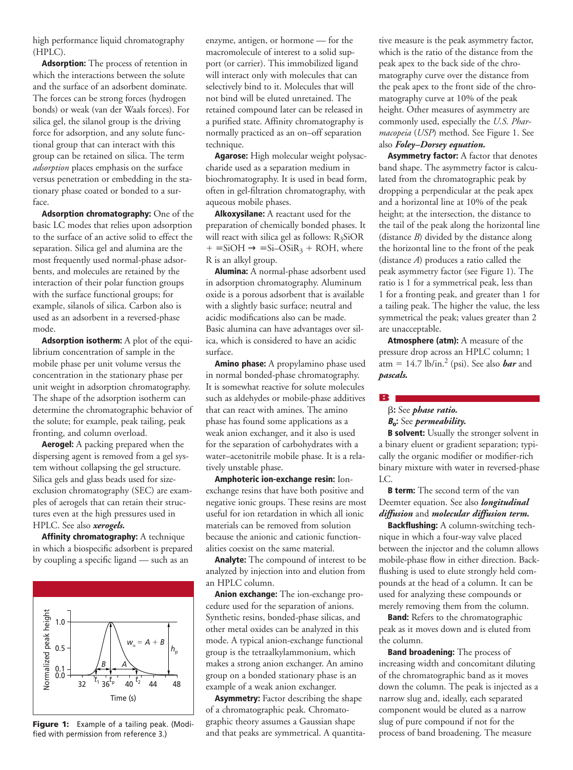high performance liquid chromatography (HPLC).

**Adsorption:** The process of retention in which the interactions between the solute and the surface of an adsorbent dominate. The forces can be strong forces (hydrogen bonds) or weak (van der Waals forces). For silica gel, the silanol group is the driving force for adsorption, and any solute functional group that can interact with this group can be retained on silica. The term *adsorption* places emphasis on the surface versus penetration or embedding in the stationary phase coated or bonded to a surface.

**Adsorption chromatography:** One of the basic LC modes that relies upon adsorption to the surface of an active solid to effect the separation. Silica gel and alumina are the most frequently used normal-phase adsorbents, and molecules are retained by the interaction of their polar function groups with the surface functional groups; for example, silanols of silica. Carbon also is used as an adsorbent in a reversed-phase mode.

**Adsorption isotherm:** A plot of the equilibrium concentration of sample in the mobile phase per unit volume versus the concentration in the stationary phase per unit weight in adsorption chromatography. The shape of the adsorption isotherm can determine the chromatographic behavior of the solute; for example, peak tailing, peak fronting, and column overload.

**Aerogel:** A packing prepared when the dispersing agent is removed from a gel system without collapsing the gel structure. Silica gels and glass beads used for size-exclusion chromatography (SEC) are examples of aerogels that can retain their structures even at the high pressures used in HPLC. See also ***xerogels.***

**Affinity chromatography:** A technique in which a biospecific adsorbent is prepared by coupling a specific ligand — such as an enzyme, antigen, or hormone — for the macromolecule of interest to a solid support (or carrier). This immobilized ligand will interact only with molecules that can selectively bind to it. Molecules that will not bind will be eluted unretained. The retained compound later can be released in a purified state. Affinity chromatography is normally practiced as an on–off separation technique.

**Agarose:** High molecular weight polysaccharide used as a separation medium in biochromatography. It is used in bead form, often in gel-filtration chromatography, with aqueous mobile phases.

**Alkoxysilane:** A reactant used for the preparation of chemically bonded phases. It will react with silica gel as follows: $R_3SiOR + \equiv SiOH \rightarrow \equiv Si{-}OSiR_3 + ROH$, where R is an alkyl group.

**Alumina:** A normal-phase adsorbent used in adsorption chromatography. Aluminum oxide is a porous adsorbent that is available with a slightly basic surface; neutral and acidic modifications also can be made. Basic alumina can have advantages over silica, which is considered to have an acidic surface.

**Amino phase:** A propylamino phase used in normal bonded-phase chromatography. It is somewhat reactive for solute molecules such as aldehydes or mobile-phase additives that can react with amines. The amino phase has found some applications as a weak anion exchanger, and it also is used for the separation of carbohydrates with a water–acetonitrile mobile phase. It is a relatively unstable phase.

**Amphoteric ion-exchange resin:** Ion-exchange resins that have both positive and negative ionic groups. These resins are most useful for ion retardation in which all ionic materials can be removed from solution because the anionic and cationic functionalities coexist on the same material.

**Analyte:** The compound of interest to be analyzed by injection into and elution from an HPLC column.

**Anion exchange:** The ion-exchange procedure used for the separation of anions. Synthetic resins, bonded-phase silicas, and other metal oxides can be analyzed in this mode. A typical anion-exchange functional group is the tetraalkylammonium, which makes a strong anion exchanger. An amino group on a bonded stationary phase is an example of a weak anion exchanger.

**Asymmetry:** Factor describing the shape of a chromatographic peak. Chromatographic theory assumes a Gaussian shape and that peaks are symmetrical. A quantitative measure is the peak asymmetry factor, which is the ratio of the distance from the peak apex to the back side of the chromatography curve over the distance from the peak apex to the front side of the chromatography curve at 10% of the peak height. Other measures of asymmetry are commonly used, especially the *U.S. Pharmacopeia* (*USP*) method. See Figure 1. See also ***Foley–Dorsey equation.***

**Asymmetry factor:** A factor that denotes band shape. The asymmetry factor is calculated from the chromatographic peak by dropping a perpendicular at the peak apex and a horizontal line at 10% of the peak height; at the intersection, the distance to the tail of the peak along the horizontal line (distance *B*) divided by the distance along the horizontal line to the front of the peak (distance *A*) produces a ratio called the peak asymmetry factor (see Figure 1). The ratio is 1 for a symmetrical peak, less than 1 for a fronting peak, and greater than 1 for a tailing peak. The higher the value, the less symmetrical the peak; values greater than 2 are unacceptable.

**Atmosphere (atm):** A measure of the pressure drop across an HPLC column; 1 atm = 14.7 lb/in.$^2$ (psi). See also ***bar*** and ***pascals.***

**Figure 1:** Example of a tailing peak. (Modified with permission from reference 3.)

## B

**β:** See ***phase ratio.***

**$B_o$:** See ***permeability.***

**B solvent:** Usually the stronger solvent in a binary eluent or gradient separation; typically the organic modifier or modifier-rich binary mixture with water in reversed-phase LC.

**B term:** The second term of the van Deemter equation. See also ***longitudinal diffusion*** and ***molecular diffusion term.***

**Backflushing:** A column-switching technique in which a four-way valve placed between the injector and the column allows mobile-phase flow in either direction. Backflushing is used to elute strongly held compounds at the head of a column. It can be used for analyzing these compounds or merely removing them from the column.

**Band:** Refers to the chromatographic peak as it moves down and is eluted from the column.

**Band broadening:** The process of increasing width and concomitant diluting of the chromatographic band as it moves down the column. The peak is injected as a narrow slug and, ideally, each separated component would be eluted as a narrow slug of pure compound if not for the process of band broadening. The measure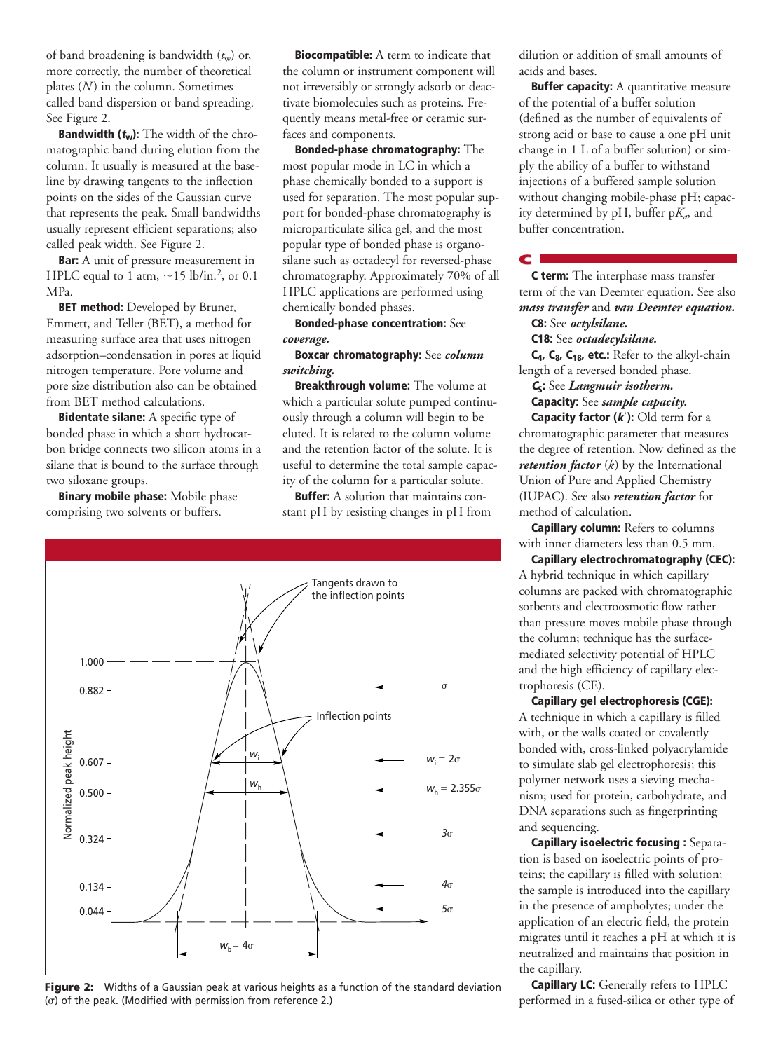of band broadening is bandwidth ($t_w$) or, more correctly, the number of theoretical plates ($N$) in the column. Sometimes called band dispersion or band spreading. See Figure 2.

**Bandwidth ($t_w$):** The width of the chromatographic band during elution from the column. It usually is measured at the baseline by drawing tangents to the inflection points on the sides of the Gaussian curve that represents the peak. Small bandwidths usually represent efficient separations; also called peak width. See Figure 2.

**Bar:** A unit of pressure measurement in HPLC equal to 1 atm, ~15 lb/in.$^2$, or 0.1 MPa.

**BET method:** Developed by Bruner, Emmett, and Teller (BET), a method for measuring surface area that uses nitrogen adsorption–condensation in pores at liquid nitrogen temperature. Pore volume and pore size distribution also can be obtained from BET method calculations.

**Bidentate silane:** A specific type of bonded phase in which a short hydrocarbon bridge connects two silicon atoms in a silane that is bound to the surface through two siloxane groups.

**Binary mobile phase:** Mobile phase comprising two solvents or buffers.

**Biocompatible:** A term to indicate that the column or instrument component will not irreversibly or strongly adsorb or deactivate biomolecules such as proteins. Frequently means metal-free or ceramic surfaces and components.

**Bonded-phase chromatography:** The most popular mode in LC in which a phase chemically bonded to a support is used for separation. The most popular support for bonded-phase chromatography is microparticulate silica gel, and the most popular type of bonded phase is organosilane such as octadecyl for reversed-phase chromatography. Approximately 70% of all HPLC applications are performed using chemically bonded phases.

**Bonded-phase concentration:** See ***coverage.***

**Boxcar chromatography:** See ***column switching.***

**Breakthrough volume:** The volume at which a particular solute pumped continuously through a column will begin to be eluted. It is related to the column volume and the retention factor of the solute. It is useful to determine the total sample capacity of the column for a particular solute.

**Buffer:** A solution that maintains constant pH by resisting changes in pH from dilution or addition of small amounts of acids and bases.

**Buffer capacity:** A quantitative measure of the potential of a buffer solution (defined as the number of equivalents of strong acid or base to cause a one pH unit change in 1 L of a buffer solution) or simply the ability of a buffer to withstand injections of a buffered sample solution without changing mobile-phase pH; capacity determined by pH, buffer p$K_a$, and buffer concentration.

## C

**C term:** The interphase mass transfer term of the van Deemter equation. See also ***mass transfer*** and ***van Deemter equation.***

**C8:** See ***octylsilane.***

**C18:** See ***octadecylsilane.***

**$C_4$, $C_8$, $C_{18}$, etc.:** Refer to the alkyl-chain length of a reversed bonded phase.

**$C_S$:** See ***Langmuir isotherm.***

**Capacity:** See ***sample capacity.***

**Capacity factor ($k'$):** Old term for a chromatographic parameter that measures the degree of retention. Now defined as the ***retention factor*** ($k$) by the International Union of Pure and Applied Chemistry (IUPAC). See also ***retention factor*** for method of calculation.

**Capillary column:** Refers to columns with inner diameters less than 0.5 mm.

**Capillary electrochromatography (CEC):** A hybrid technique in which capillary columns are packed with chromatographic sorbents and electroosmotic flow rather than pressure moves mobile phase through the column; technique has the surface-mediated selectivity potential of HPLC and the high efficiency of capillary electrophoresis (CE).

**Capillary gel electrophoresis (CGE):** A technique in which a capillary is filled with, or the walls coated or covalently bonded with, cross-linked polyacrylamide to simulate slab gel electrophoresis; this polymer network uses a sieving mechanism; used for protein, carbohydrate, and DNA separations such as fingerprinting and sequencing.

**Capillary isoelectric focusing :** Separation is based on isoelectric points of proteins; the capillary is filled with solution; the sample is introduced into the capillary in the presence of ampholytes; under the application of an electric field, the protein migrates until it reaches a pH at which it is neutralized and maintains that position in the capillary.

**Capillary LC:** Generally refers to HPLC performed in a fused-silica or other type of

**Figure 2:** Widths of a Gaussian peak at various heights as a function of the standard deviation (σ) of the peak. (Modified with permission from reference 2.)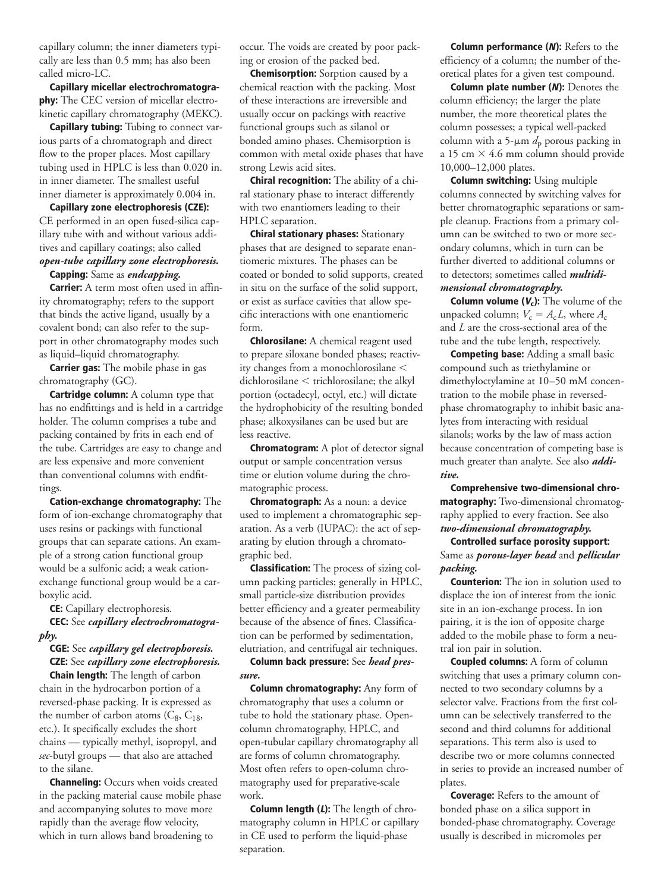capillary column; the inner diameters typically are less than 0.5 mm; has also been called micro-LC.

**Capillary micellar electrochromatography:** The CEC version of micellar electrokinetic capillary chromatography (MEKC).

**Capillary tubing:** Tubing to connect various parts of a chromatograph and direct flow to the proper places. Most capillary tubing used in HPLC is less than 0.020 in. in inner diameter. The smallest useful inner diameter is approximately 0.004 in.

**Capillary zone electrophoresis (CZE):** CE performed in an open fused-silica capillary tube with and without various additives and capillary coatings; also called ***open-tube capillary zone electrophoresis.***

**Capping:** Same as ***endcapping.***

**Carrier:** A term most often used in affinity chromatography; refers to the support that binds the active ligand, usually by a covalent bond; can also refer to the support in other chromatography modes such as liquid–liquid chromatography.

**Carrier gas:** The mobile phase in gas chromatography (GC).

**Cartridge column:** A column type that has no endfittings and is held in a cartridge holder. The column comprises a tube and packing contained by frits in each end of the tube. Cartridges are easy to change and are less expensive and more convenient than conventional columns with endfittings.

**Cation-exchange chromatography:** The form of ion-exchange chromatography that uses resins or packings with functional groups that can separate cations. An example of a strong cation functional group would be a sulfonic acid; a weak cation-exchange functional group would be a carboxylic acid.

**CE:** Capillary electrophoresis.

**CEC:** See ***capillary electrochromatography.***

**CGE:** See ***capillary gel electrophoresis.***

**CZE:** See ***capillary zone electrophoresis.***

**Chain length:** The length of carbon chain in the hydrocarbon portion of a reversed-phase packing. It is expressed as the number of carbon atoms ($C_8$, $C_{18}$, etc.). It specifically excludes the short chains — typically methyl, isopropyl, and *sec*-butyl groups — that also are attached to the silane.

**Channeling:** Occurs when voids created in the packing material cause mobile phase and accompanying solutes to move more rapidly than the average flow velocity, which in turn allows band broadening to occur. The voids are created by poor packing or erosion of the packed bed.

**Chemisorption:** Sorption caused by a chemical reaction with the packing. Most of these interactions are irreversible and usually occur on packings with reactive functional groups such as silanol or bonded amino phases. Chemisorption is common with metal oxide phases that have strong Lewis acid sites.

**Chiral recognition:** The ability of a chiral stationary phase to interact differently with two enantiomers leading to their HPLC separation.

**Chiral stationary phases:** Stationary phases that are designed to separate enantiomeric mixtures. The phases can be coated or bonded to solid supports, created in situ on the surface of the solid support, or exist as surface cavities that allow specific interactions with one enantiomeric form.

**Chlorosilane:** A chemical reagent used to prepare siloxane bonded phases; reactivity changes from a monochlorosilane < dichlorosilane < trichlorosilane; the alkyl portion (octadecyl, octyl, etc.) will dictate the hydrophobicity of the resulting bonded phase; alkoxysilanes can be used but are less reactive.

**Chromatogram:** A plot of detector signal output or sample concentration versus time or elution volume during the chromatographic process.

**Chromatograph:** As a noun: a device used to implement a chromatographic separation. As a verb (IUPAC): the act of separating by elution through a chromatographic bed.

**Classification:** The process of sizing column packing particles; generally in HPLC, small particle-size distribution provides better efficiency and a greater permeability because of the absence of fines. Classification can be performed by sedimentation, elutriation, and centrifugal air techniques.

**Column back pressure:** See ***head pressure.***

**Column chromatography:** Any form of chromatography that uses a column or tube to hold the stationary phase. Open-column chromatography, HPLC, and open-tubular capillary chromatography all are forms of column chromatography. Most often refers to open-column chromatography used for preparative-scale work.

**Column length (*L*):** The length of chromatography column in HPLC or capillary in CE used to perform the liquid-phase separation.

**Column performance (*N*):** Refers to the efficiency of a column; the number of theoretical plates for a given test compound.

**Column plate number (*N*):** Denotes the column efficiency; the larger the plate number, the more theoretical plates the column possesses; a typical well-packed column with a 5-µm $d_p$ porous packing in a 15 cm × 4.6 mm column should provide 10,000–12,000 plates.

**Column switching:** Using multiple columns connected by switching valves for better chromatographic separations or sample cleanup. Fractions from a primary column can be switched to two or more secondary columns, which in turn can be further diverted to additional columns or to detectors; sometimes called ***multidimensional chromatography.***

**Column volume ($V_c$):** The volume of the unpacked column; $V_c = A_c L$, where $A_c$ and $L$ are the cross-sectional area of the tube and the tube length, respectively.

**Competing base:** Adding a small basic compound such as triethylamine or dimethyloctylamine at 10–50 mM concentration to the mobile phase in reversed-phase chromatography to inhibit basic analytes from interacting with residual silanols; works by the law of mass action because concentration of competing base is much greater than analyte. See also ***additive.***

**Comprehensive two-dimensional chromatography:** Two-dimensional chromatography applied to every fraction. See also ***two-dimensional chromatography.***

**Controlled surface porosity support:** Same as ***porous-layer bead*** and ***pellicular packing.***

**Counterion:** The ion in solution used to displace the ion of interest from the ionic site in an ion-exchange process. In ion pairing, it is the ion of opposite charge added to the mobile phase to form a neutral ion pair in solution.

**Coupled columns:** A form of column switching that uses a primary column connected to two secondary columns by a selector valve. Fractions from the first column can be selectively transferred to the second and third columns for additional separations. This term also is used to describe two or more columns connected in series to provide an increased number of plates.

**Coverage:** Refers to the amount of bonded phase on a silica support in bonded-phase chromatography. Coverage usually is described in micromoles per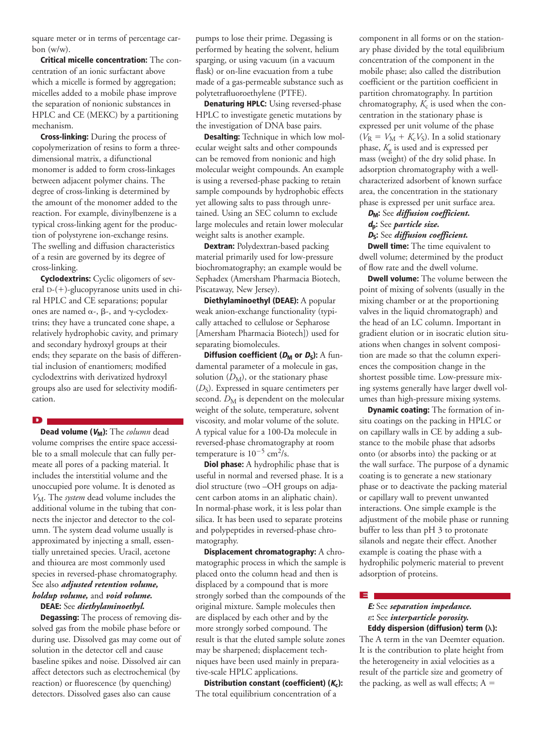square meter or in terms of percentage carbon (w/w).

**Critical micelle concentration:** The concentration of an ionic surfactant above which a micelle is formed by aggregation; micelles added to a mobile phase improve the separation of nonionic substances in HPLC and CE (MEKC) by a partitioning mechanism.

**Cross-linking:** During the process of copolymerization of resins to form a three-dimensional matrix, a difunctional monomer is added to form cross-linkages between adjacent polymer chains. The degree of cross-linking is determined by the amount of the monomer added to the reaction. For example, divinylbenzene is a typical cross-linking agent for the production of polystyrene ion-exchange resins. The swelling and diffusion characteristics of a resin are governed by its degree of cross-linking.

**Cyclodextrins:** Cyclic oligomers of several D-(+)-glucopyranose units used in chiral HPLC and CE separations; popular ones are named α-, β-, and γ-cyclodextrins; they have a truncated cone shape, a relatively hydrophobic cavity, and primary and secondary hydroxyl groups at their ends; they separate on the basis of differential inclusion of enantiomers; modified cyclodextrins with derivatized hydroxyl groups also are used for selectivity modification.

## D

**Dead volume ($V_M$):** The *column* dead volume comprises the entire space accessible to a small molecule that can fully permeate all pores of a packing material. It includes the interstitial volume and the unoccupied pore volume. It is denoted as $V_M$. The *system* dead volume includes the additional volume in the tubing that connects the injector and detector to the column. The system dead volume usually is approximated by injecting a small, essentially unretained species. Uracil, acetone and thiourea are most commonly used species in reversed-phase chromatography. See also ***adjusted retention volume, holdup volume,*** and ***void volume.***

**DEAE:** See ***diethylaminoethyl.***

**Degassing:** The process of removing dissolved gas from the mobile phase before or during use. Dissolved gas may come out of solution in the detector cell and cause baseline spikes and noise. Dissolved air can affect detectors such as electrochemical (by reaction) or fluorescence (by quenching) detectors. Dissolved gases also can cause pumps to lose their prime. Degassing is performed by heating the solvent, helium sparging, or using vacuum (in a vacuum flask) or on-line evacuation from a tube made of a gas-permeable substance such as polytetrafluoroethylene (PTFE).

**Denaturing HPLC:** Using reversed-phase HPLC to investigate genetic mutations by the investigation of DNA base pairs.

**Desalting:** Technique in which low molecular weight salts and other compounds can be removed from nonionic and high molecular weight compounds. An example is using a reversed-phase packing to retain sample compounds by hydrophobic effects yet allowing salts to pass through unretained. Using an SEC column to exclude large molecules and retain lower molecular weight salts is another example.

**Dextran:** Polydextran-based packing material primarily used for low-pressure biochromatography; an example would be Sephadex (Amersham Pharmacia Biotech, Piscataway, New Jersey).

**Diethylaminoethyl (DEAE):** A popular weak anion-exchange functionality (typically attached to cellulose or Sepharose [Amersham Pharmacia Biotech]) used for separating biomolecules.

**Diffusion coefficient ($D_M$ or $D_S$):** A fundamental parameter of a molecule in gas, solution ($D_M$), or the stationary phase ($D_S$). Expressed in square centimeters per second. $D_M$ is dependent on the molecular weight of the solute, temperature, solvent viscosity, and molar volume of the solute. A typical value for a 100-Da molecule in reversed-phase chromatography at room temperature is $10^{-5}$ cm$^2$/s.

**Diol phase:** A hydrophilic phase that is useful in normal and reversed phase. It is a diol structure (two –OH groups on adjacent carbon atoms in an aliphatic chain). In normal-phase work, it is less polar than silica. It has been used to separate proteins and polypeptides in reversed-phase chromatography.

**Displacement chromatography:** A chromatographic process in which the sample is placed onto the column head and then is displaced by a compound that is more strongly sorbed than the compounds of the original mixture. Sample molecules then are displaced by each other and by the more strongly sorbed compound. The result is that the eluted sample solute zones may be sharpened; displacement techniques have been used mainly in preparative-scale HPLC applications.

**Distribution constant (coefficient) ($K_c$):** The total equilibrium concentration of a component in all forms or on the stationary phase divided by the total equilibrium concentration of the component in the mobile phase; also called the distribution coefficient or the partition coefficient in partition chromatography. In partition chromatography, $K_c$ is used when the concentration in the stationary phase is expressed per unit volume of the phase ($V_R = V_M + K_c V_S$). In a solid stationary phase, $K_g$ is used and is expressed per mass (weight) of the dry solid phase. In adsorption chromatography with a well-characterized adsorbent of known surface area, the concentration in the stationary phase is expressed per unit surface area.

***$D_M$*:** See ***diffusion coefficient.***

***$d_p$*:** See ***particle size.***

***$D_S$*:** See ***diffusion coefficient.***

**Dwell time:** The time equivalent to dwell volume; determined by the product of flow rate and the dwell volume.

**Dwell volume:** The volume between the point of mixing of solvents (usually in the mixing chamber or at the proportioning valves in the liquid chromatograph) and the head of an LC column. Important in gradient elution or in isocratic elution situations when changes in solvent composition are made so that the column experiences the composition change in the shortest possible time. Low-pressure mixing systems generally have larger dwell volumes than high-pressure mixing systems.

**Dynamic coating:** The formation of in-situ coatings on the packing in HPLC or on capillary walls in CE by adding a substance to the mobile phase that adsorbs onto (or absorbs into) the packing or at the wall surface. The purpose of a dynamic coating is to generate a new stationary phase or to deactivate the packing material or capillary wall to prevent unwanted interactions. One simple example is the adjustment of the mobile phase or running buffer to less than pH 3 to protonate silanols and negate their effect. Another example is coating the phase with a hydrophilic polymeric material to prevent adsorption of proteins.

## E

***E*:** See ***separation impedance.***

***ε*:** See ***interparticle porosity.***

**Eddy dispersion (diffusion) term (λ):** The A term in the van Deemter equation. It is the contribution to plate height from the heterogeneity in axial velocities as a result of the particle size and geometry of the packing, as well as wall effects; A =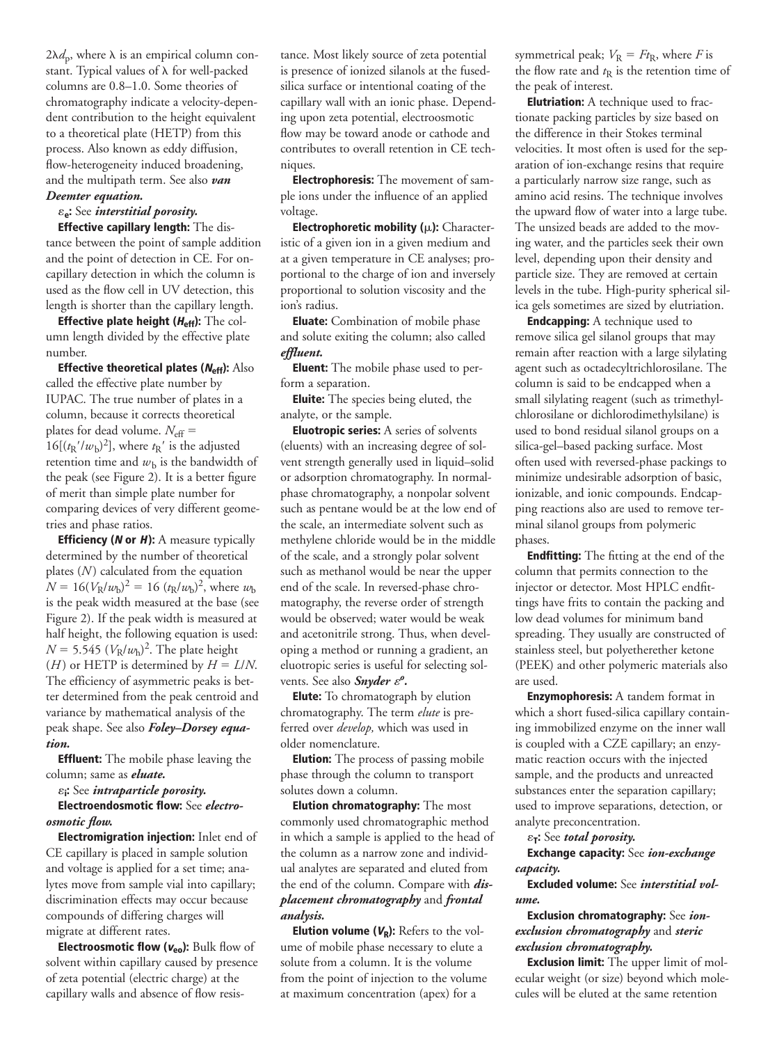$2\lambda d_p$, where $\lambda$ is an empirical column constant. Typical values of $\lambda$ for well-packed columns are 0.8–1.0. Some theories of chromatography indicate a velocity-dependent contribution to the height equivalent to a theoretical plate (HETP) from this process. Also known as eddy diffusion, flow-heterogeneity induced broadening, and the multipath term. See also ***van Deemter equation.***

**$\varepsilon_e$:** See ***interstitial porosity.***

**Effective capillary length:** The distance between the point of sample addition and the point of detection in CE. For on-capillary detection in which the column is used as the flow cell in UV detection, this length is shorter than the capillary length.

**Effective plate height ($H_{eff}$):** The column length divided by the effective plate number.

**Effective theoretical plates ($N_{eff}$):** Also called the effective plate number by IUPAC. The true number of plates in a column, because it corrects theoretical plates for dead volume. $N_{eff} = 16[(t_R'/w_b)^2]$, where $t_R'$ is the adjusted retention time and $w_b$ is the bandwidth of the peak (see Figure 2). It is a better figure of merit than simple plate number for comparing devices of very different geometries and phase ratios.

**Efficiency (*N* or *H*):** A measure typically determined by the number of theoretical plates ($N$) calculated from the equation $N = 16(V_R/w_b)^2 = 16\ (t_R/w_b)^2$, where $w_b$ is the peak width measured at the base (see Figure 2). If the peak width is measured at half height, the following equation is used: $N = 5.545\ (V_R/w_h)^2$. The plate height ($H$) or HETP is determined by $H = L/N$. The efficiency of asymmetric peaks is better determined from the peak centroid and variance by mathematical analysis of the peak shape. See also ***Foley–Dorsey equation.***

**Effluent:** The mobile phase leaving the column; same as ***eluate.***

**$\varepsilon_i$:** See ***intraparticle porosity.***

**Electroendosmotic flow:** See ***electroosmotic flow.***

**Electromigration injection:** Inlet end of CE capillary is placed in sample solution and voltage is applied for a set time; analytes move from sample vial into capillary; discrimination effects may occur because compounds of differing charges will migrate at different rates.

**Electroosmotic flow ($v_{eo}$):** Bulk flow of solvent within capillary caused by presence of zeta potential (electric charge) at the capillary walls and absence of flow resistance. Most likely source of zeta potential is presence of ionized silanols at the fused-silica surface or intentional coating of the capillary wall with an ionic phase. Depending upon zeta potential, electroosmotic flow may be toward anode or cathode and contributes to overall retention in CE techniques.

**Electrophoresis:** The movement of sample ions under the influence of an applied voltage.

**Electrophoretic mobility ($\mu$):** Characteristic of a given ion in a given medium and at a given temperature in CE analyses; proportional to the charge of ion and inversely proportional to solution viscosity and the ion's radius.

**Eluate:** Combination of mobile phase and solute exiting the column; also called ***effluent.***

**Eluent:** The mobile phase used to perform a separation.

**Eluite:** The species being eluted, the analyte, or the sample.

**Eluotropic series:** A series of solvents (eluents) with an increasing degree of solvent strength generally used in liquid–solid or adsorption chromatography. In normal-phase chromatography, a nonpolar solvent such as pentane would be at the low end of the scale, an intermediate solvent such as methylene chloride would be in the middle of the scale, and a strongly polar solvent such as methanol would be near the upper end of the scale. In reversed-phase chromatography, the reverse order of strength would be observed; water would be weak and acetonitrile strong. Thus, when developing a method or running a gradient, an eluotropic series is useful for selecting solvents. See also ***Snyder $\varepsilon^o$.***

**Elute:** To chromatograph by elution chromatography. The term *elute* is preferred over *develop,* which was used in older nomenclature.

**Elution:** The process of passing mobile phase through the column to transport solutes down a column.

**Elution chromatography:** The most commonly used chromatographic method in which a sample is applied to the head of the column as a narrow zone and individual analytes are separated and eluted from the end of the column. Compare with ***displacement chromatography*** and ***frontal analysis.***

**Elution volume ($V_R$):** Refers to the volume of mobile phase necessary to elute a solute from a column. It is the volume from the point of injection to the volume at maximum concentration (apex) for a symmetrical peak; $V_R = Ft_R$, where $F$ is the flow rate and $t_R$ is the retention time of the peak of interest.

**Elutriation:** A technique used to fractionate packing particles by size based on the difference in their Stokes terminal velocities. It most often is used for the separation of ion-exchange resins that require a particularly narrow size range, such as amino acid resins. The technique involves the upward flow of water into a large tube. The unsized beads are added to the moving water, and the particles seek their own level, depending upon their density and particle size. They are removed at certain levels in the tube. High-purity spherical silica gels sometimes are sized by elutriation.

**Endcapping:** A technique used to remove silica gel silanol groups that may remain after reaction with a large silylating agent such as octadecyltrichlorosilane. The column is said to be endcapped when a small silylating reagent (such as trimethylchlorosilane or dichlorodimethylsilane) is used to bond residual silanol groups on a silica-gel–based packing surface. Most often used with reversed-phase packings to minimize undesirable adsorption of basic, ionizable, and ionic compounds. Endcapping reactions also are used to remove terminal silanol groups from polymeric phases.

**Endfitting:** The fitting at the end of the column that permits connection to the injector or detector. Most HPLC endfittings have frits to contain the packing and low dead volumes for minimum band spreading. They usually are constructed of stainless steel, but polyetherether ketone (PEEK) and other polymeric materials also are used.

**Enzymophoresis:** A tandem format in which a short fused-silica capillary containing immobilized enzyme on the inner wall is coupled with a CZE capillary; an enzymatic reaction occurs with the injected sample, and the products and unreacted substances enter the separation capillary; used to improve separations, detection, or analyte preconcentration.

**$\varepsilon_T$:** See ***total porosity.***

**Exchange capacity:** See ***ion-exchange capacity.***

**Excluded volume:** See ***interstitial volume.***

**Exclusion chromatography:** See ***ion-exclusion chromatography*** and ***steric exclusion chromatography.***

**Exclusion limit:** The upper limit of molecular weight (or size) beyond which molecules will be eluted at the same retention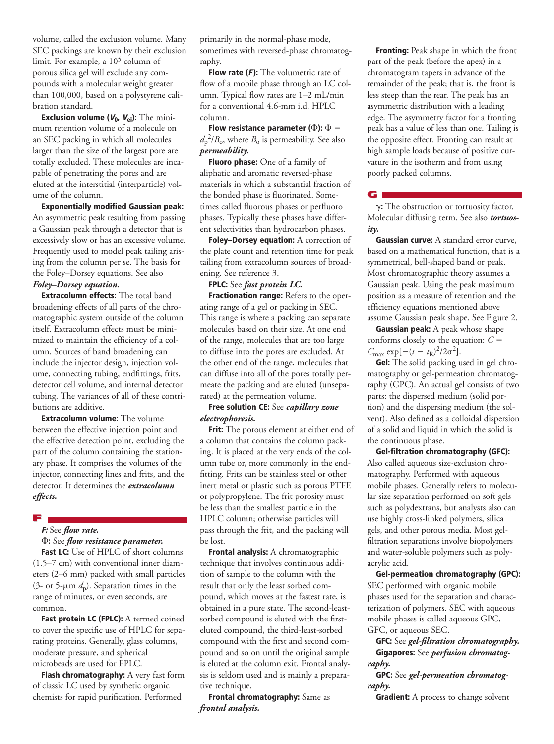volume, called the exclusion volume. Many SEC packings are known by their exclusion limit. For example, a $10^5$ column of porous silica gel will exclude any compounds with a molecular weight greater than 100,000, based on a polystyrene calibration standard.

**Exclusion volume ($V_0$, $V_{ei}$):** The minimum retention volume of a molecule on an SEC packing in which all molecules larger than the size of the largest pore are totally excluded. These molecules are incapable of penetrating the pores and are eluted at the interstitial (interparticle) volume of the column.

**Exponentially modified Gaussian peak:** An asymmetric peak resulting from passing a Gaussian peak through a detector that is excessively slow or has an excessive volume. Frequently used to model peak tailing arising from the column per se. The basis for the Foley–Dorsey equations. See also ***Foley–Dorsey equation.***

**Extracolumn effects:** The total band broadening effects of all parts of the chromatographic system outside of the column itself. Extracolumn effects must be minimized to maintain the efficiency of a column. Sources of band broadening can include the injector design, injection volume, connecting tubing, endfittings, frits, detector cell volume, and internal detector tubing. The variances of all of these contributions are additive.

**Extracolumn volume:** The volume between the effective injection point and the effective detection point, excluding the part of the column containing the stationary phase. It comprises the volumes of the injector, connecting lines and frits, and the detector. It determines the ***extracolumn effects.***

## F

***F:*** See ***flow rate.***

**Φ:** See ***flow resistance parameter.***

**Fast LC:** Use of HPLC of short columns (1.5–7 cm) with conventional inner diameters (2–6 mm) packed with small particles (3- or 5-µm $d_p$). Separation times in the range of minutes, or even seconds, are common.

**Fast protein LC (FPLC):** A termed coined to cover the specific use of HPLC for separating proteins. Generally, glass columns, moderate pressure, and spherical microbeads are used for FPLC.

**Flash chromatography:** A very fast form of classic LC used by synthetic organic chemists for rapid purification. Performed primarily in the normal-phase mode, sometimes with reversed-phase chromatography.

**Flow rate (*F*):** The volumetric rate of flow of a mobile phase through an LC column. Typical flow rates are 1–2 mL/min for a conventional 4.6-mm i.d. HPLC column.

**Flow resistance parameter (Φ):** $\Phi = d_p^2/B_o$, where $B_o$ is permeability. See also ***permeability.***

**Fluoro phase:** One of a family of aliphatic and aromatic reversed-phase materials in which a substantial fraction of the bonded phase is fluorinated. Sometimes called fluorous phases or perfluoro phases. Typically these phases have different selectivities than hydrocarbon phases.

**Foley–Dorsey equation:** A correction of the plate count and retention time for peak tailing from extracolumn sources of broadening. See reference 3.

**FPLC:** See ***fast protein LC.***

**Fractionation range:** Refers to the operating range of a gel or packing in SEC. This range is where a packing can separate molecules based on their size. At one end of the range, molecules that are too large to diffuse into the pores are excluded. At the other end of the range, molecules that can diffuse into all of the pores totally permeate the packing and are eluted (unseparated) at the permeation volume.

**Free solution CE:** See ***capillary zone electrophoresis.***

**Frit:** The porous element at either end of a column that contains the column packing. It is placed at the very ends of the column tube or, more commonly, in the endfitting. Frits can be stainless steel or other inert metal or plastic such as porous PTFE or polypropylene. The frit porosity must be less than the smallest particle in the HPLC column; otherwise particles will pass through the frit, and the packing will be lost.

**Frontal analysis:** A chromatographic technique that involves continuous addition of sample to the column with the result that only the least sorbed compound, which moves at the fastest rate, is obtained in a pure state. The second-least-sorbed compound is eluted with the first-eluted compound, the third-least-sorbed compound with the first and second compound and so on until the original sample is eluted at the column exit. Frontal analysis is seldom used and is mainly a preparative technique.

**Frontal chromatography:** Same as ***frontal analysis.***

**Fronting:** Peak shape in which the front part of the peak (before the apex) in a chromatogram tapers in advance of the remainder of the peak; that is, the front is less steep than the rear. The peak has an asymmetric distribution with a leading edge. The asymmetry factor for a fronting peak has a value of less than one. Tailing is the opposite effect. Fronting can result at high sample loads because of positive curvature in the isotherm and from using poorly packed columns.

## G

**γ:** The obstruction or tortuosity factor. Molecular diffusing term. See also ***tortuosity.***

**Gaussian curve:** A standard error curve, based on a mathematical function, that is a symmetrical, bell-shaped band or peak. Most chromatographic theory assumes a Gaussian peak. Using the peak maximum position as a measure of retention and the efficiency equations mentioned above assume Gaussian peak shape. See Figure 2.

**Gaussian peak:** A peak whose shape conforms closely to the equation: $C = C_{max} \exp[-(t - t_R)^2/2\sigma^2]$.

**Gel:** The solid packing used in gel chromatography or gel-permeation chromatography (GPC). An actual gel consists of two parts: the dispersed medium (solid portion) and the dispersing medium (the solvent). Also defined as a colloidal dispersion of a solid and liquid in which the solid is the continuous phase.

**Gel-filtration chromatography (GFC):** Also called aqueous size-exclusion chromatography. Performed with aqueous mobile phases. Generally refers to molecular size separation performed on soft gels such as polydextrans, but analysts also can use highly cross-linked polymers, silica gels, and other porous media. Most gel-filtration separations involve biopolymers and water-soluble polymers such as polyacrylic acid.

**Gel-permeation chromatography (GPC):** SEC performed with organic mobile phases used for the separation and characterization of polymers. SEC with aqueous mobile phases is called aqueous GPC, GFC, or aqueous SEC.

**GFC:** See ***gel-filtration chromatography.***

**Gigapores:** See ***perfusion chromatography.***

**GPC:** See ***gel-permeation chromatography.***

**Gradient:** A process to change solvent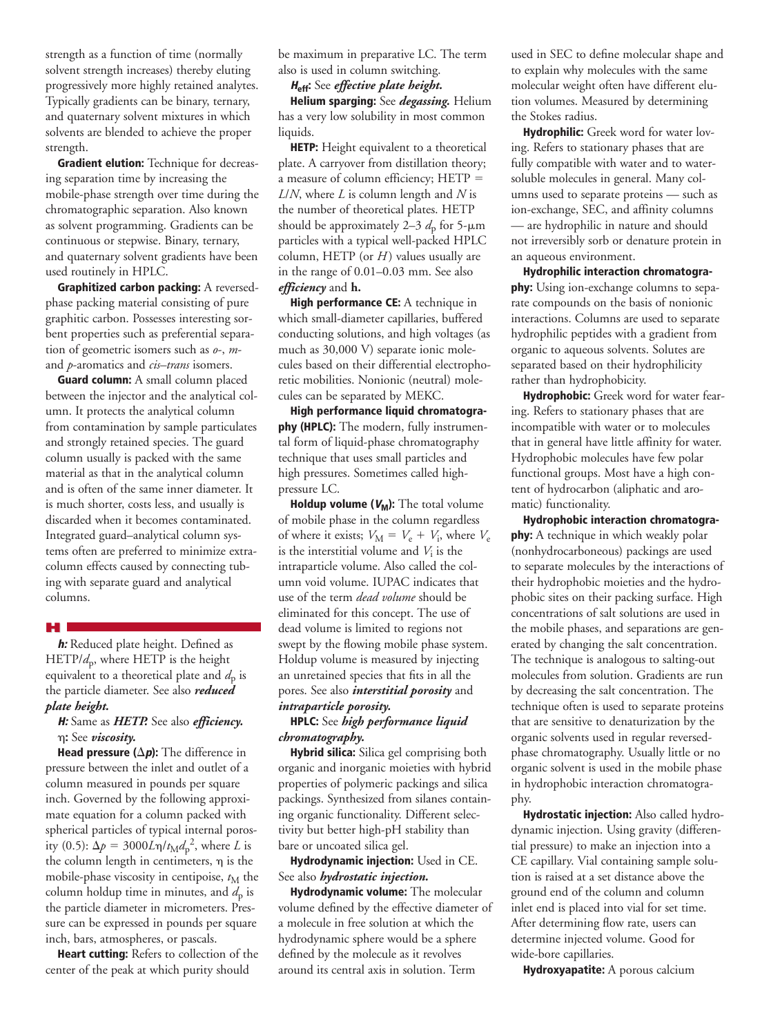strength as a function of time (normally solvent strength increases) thereby eluting progressively more highly retained analytes. Typically gradients can be binary, ternary, and quaternary solvent mixtures in which solvents are blended to achieve the proper strength.

**Gradient elution:** Technique for decreasing separation time by increasing the mobile-phase strength over time during the chromatographic separation. Also known as solvent programming. Gradients can be continuous or stepwise. Binary, ternary, and quaternary solvent gradients have been used routinely in HPLC.

**Graphitized carbon packing:** A reversed-phase packing material consisting of pure graphitic carbon. Possesses interesting sorbent properties such as preferential separation of geometric isomers such as *o*-, *m*- and *p*-aromatics and *cis–trans* isomers.

**Guard column:** A small column placed between the injector and the analytical column. It protects the analytical column from contamination by sample particulates and strongly retained species. The guard column usually is packed with the same material as that in the analytical column and is often of the same inner diameter. It is much shorter, costs less, and usually is discarded when it becomes contaminated. Integrated guard–analytical column systems often are preferred to minimize extra-column effects caused by connecting tubing with separate guard and analytical columns.

## H

***h:*** Reduced plate height. Defined as HETP/$d_p$, where HETP is the height equivalent to a theoretical plate and $d_p$ is the particle diameter. See also ***reduced plate height.***

***H:*** Same as ***HETP.*** See also ***efficiency.***

**η:** See ***viscosity.***

**Head pressure (Δ*p*):** The difference in pressure between the inlet and outlet of a column measured in pounds per square inch. Governed by the following approximate equation for a column packed with spherical particles of typical internal porosity (0.5): $\Delta p = 3000L\eta/t_M d_p^2$, where $L$ is the column length in centimeters, η is the mobile-phase viscosity in centipoise, $t_M$ the column holdup time in minutes, and $d_p$ is the particle diameter in micrometers. Pressure can be expressed in pounds per square inch, bars, atmospheres, or pascals.

**Heart cutting:** Refers to collection of the center of the peak at which purity should be maximum in preparative LC. The term also is used in column switching.

***$H_{eff}$*:** See ***effective plate height.***

**Helium sparging:** See ***degassing.*** Helium has a very low solubility in most common liquids.

**HETP:** Height equivalent to a theoretical plate. A carryover from distillation theory; a measure of column efficiency; HETP = $L/N$, where $L$ is column length and $N$ is the number of theoretical plates. HETP should be approximately 2–3 $d_p$ for 5-µm particles with a typical well-packed HPLC column, HETP (or $H$) values usually are in the range of 0.01–0.03 mm. See also ***efficiency*** and **h.**

**High performance CE:** A technique in which small-diameter capillaries, buffered conducting solutions, and high voltages (as much as 30,000 V) separate ionic molecules based on their differential electrophoretic mobilities. Nonionic (neutral) molecules can be separated by MEKC.

**High performance liquid chromatography (HPLC):** The modern, fully instrumental form of liquid-phase chromatography technique that uses small particles and high pressures. Sometimes called high-pressure LC.

**Holdup volume ($V_M$):** The total volume of mobile phase in the column regardless of where it exists; $V_M = V_e + V_i$, where $V_e$ is the interstitial volume and $V_i$ is the intraparticle volume. Also called the column void volume. IUPAC indicates that use of the term *dead volume* should be eliminated for this concept. The use of dead volume is limited to regions not swept by the flowing mobile phase system. Holdup volume is measured by injecting an unretained species that fits in all the pores. See also ***interstitial porosity*** and ***intraparticle porosity.***

**HPLC:** See ***high performance liquid chromatography.***

**Hybrid silica:** Silica gel comprising both organic and inorganic moieties with hybrid properties of polymeric packings and silica packings. Synthesized from silanes containing organic functionality. Different selectivity but better high-pH stability than bare or uncoated silica gel.

**Hydrodynamic injection:** Used in CE. See also ***hydrostatic injection.***

**Hydrodynamic volume:** The molecular volume defined by the effective diameter of a molecule in free solution at which the hydrodynamic sphere would be a sphere defined by the molecule as it revolves around its central axis in solution. Term used in SEC to define molecular shape and to explain why molecules with the same molecular weight often have different elution volumes. Measured by determining the Stokes radius.

**Hydrophilic:** Greek word for water loving. Refers to stationary phases that are fully compatible with water and to water-soluble molecules in general. Many columns used to separate proteins — such as ion-exchange, SEC, and affinity columns — are hydrophilic in nature and should not irreversibly sorb or denature protein in an aqueous environment.

**Hydrophilic interaction chromatography:** Using ion-exchange columns to separate compounds on the basis of nonionic interactions. Columns are used to separate hydrophilic peptides with a gradient from organic to aqueous solvents. Solutes are separated based on their hydrophilicity rather than hydrophobicity.

**Hydrophobic:** Greek word for water fearing. Refers to stationary phases that are incompatible with water or to molecules that in general have little affinity for water. Hydrophobic molecules have few polar functional groups. Most have a high content of hydrocarbon (aliphatic and aromatic) functionality.

**Hydrophobic interaction chromatography:** A technique in which weakly polar (nonhydrocarboneous) packings are used to separate molecules by the interactions of their hydrophobic moieties and the hydrophobic sites on their packing surface. High concentrations of salt solutions are used in the mobile phases, and separations are generated by changing the salt concentration. The technique is analogous to salting-out molecules from solution. Gradients are run by decreasing the salt concentration. The technique often is used to separate proteins that are sensitive to denaturization by the organic solvents used in regular reversed-phase chromatography. Usually little or no organic solvent is used in the mobile phase in hydrophobic interaction chromatography.

**Hydrostatic injection:** Also called hydrodynamic injection. Using gravity (differential pressure) to make an injection into a CE capillary. Vial containing sample solution is raised at a set distance above the ground end of the column and column inlet end is placed into vial for set time. After determining flow rate, users can determine injected volume. Good for wide-bore capillaries.

**Hydroxyapatite:** A porous calcium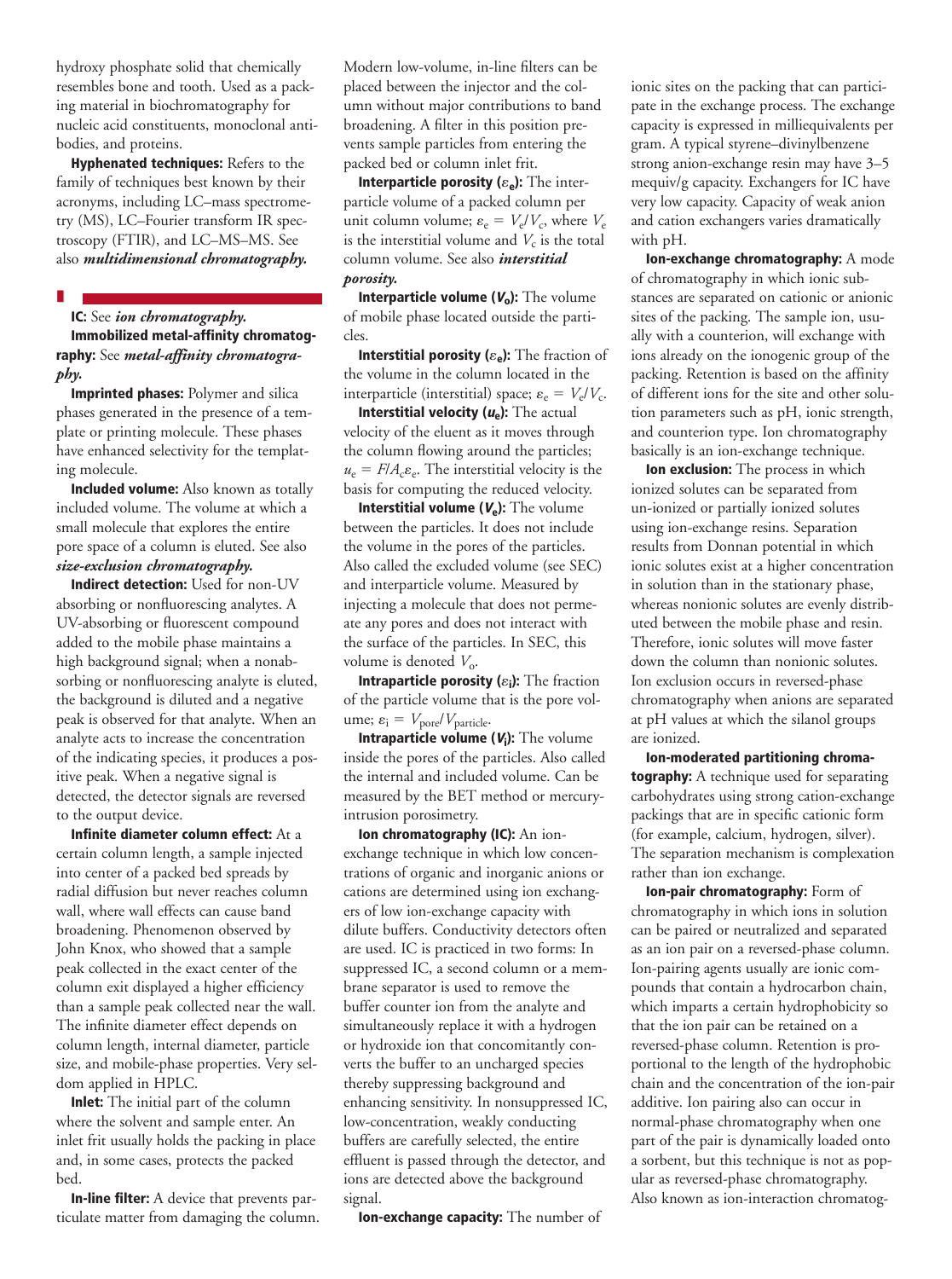hydroxy phosphate solid that chemically resembles bone and tooth. Used as a packing material in biochromatography for nucleic acid constituents, monoclonal antibodies, and proteins.

**Hyphenated techniques:** Refers to the family of techniques best known by their acronyms, including LC–mass spectrometry (MS), LC–Fourier transform IR spectroscopy (FTIR), and LC–MS–MS. See also ***multidimensional chromatography.***

## I

**IC:** See ***ion chromatography.***

**Immobilized metal-affinity chromatography:** See ***metal-affinity chromatography.***

**Imprinted phases:** Polymer and silica phases generated in the presence of a template or printing molecule. These phases have enhanced selectivity for the templating molecule.

**Included volume:** Also known as totally included volume. The volume at which a small molecule that explores the entire pore space of a column is eluted. See also ***size-exclusion chromatography.***

**Indirect detection:** Used for non-UV absorbing or nonfluorescing analytes. A UV-absorbing or fluorescent compound added to the mobile phase maintains a high background signal; when a nonabsorbing or nonfluorescing analyte is eluted, the background is diluted and a negative peak is observed for that analyte. When an analyte acts to increase the concentration of the indicating species, it produces a positive peak. When a negative signal is detected, the detector signals are reversed to the output device.

**Infinite diameter column effect:** At a certain column length, a sample injected into center of a packed bed spreads by radial diffusion but never reaches column wall, where wall effects can cause band broadening. Phenomenon observed by John Knox, who showed that a sample peak collected in the exact center of the column exit displayed a higher efficiency than a sample peak collected near the wall. The infinite diameter effect depends on column length, internal diameter, particle size, and mobile-phase properties. Very seldom applied in HPLC.

**Inlet:** The initial part of the column where the solvent and sample enter. An inlet frit usually holds the packing in place and, in some cases, protects the packed bed.

**In-line filter:** A device that prevents particulate matter from damaging the column. Modern low-volume, in-line filters can be placed between the injector and the column without major contributions to band broadening. A filter in this position prevents sample particles from entering the packed bed or column inlet frit.

**Interparticle porosity ($\varepsilon_e$):** The interparticle volume of a packed column per unit column volume; $\varepsilon_e = V_e/V_c$, where $V_e$ is the interstitial volume and $V_c$ is the total column volume. See also ***interstitial porosity.***

**Interparticle volume ($V_o$):** The volume of mobile phase located outside the particles.

**Interstitial porosity ($\varepsilon_e$):** The fraction of the volume in the column located in the interparticle (interstitial) space; $\varepsilon_e = V_e/V_c$.

**Interstitial velocity ($u_e$):** The actual velocity of the eluent as it moves through the column flowing around the particles; $u_e = F/A_c\varepsilon_e$. The interstitial velocity is the basis for computing the reduced velocity.

**Interstitial volume ($V_e$):** The volume between the particles. It does not include the volume in the pores of the particles. Also called the excluded volume (see SEC) and interparticle volume. Measured by injecting a molecule that does not permeate any pores and does not interact with the surface of the particles. In SEC, this volume is denoted $V_o$.

**Intraparticle porosity ($\varepsilon_i$):** The fraction of the particle volume that is the pore volume; $\varepsilon_i = V_{pore}/V_{particle}$.

**Intraparticle volume ($V_i$):** The volume inside the pores of the particles. Also called the internal and included volume. Can be measured by the BET method or mercury-intrusion porosimetry.

**Ion chromatography (IC):** An ion-exchange technique in which low concentrations of organic and inorganic anions or cations are determined using ion exchangers of low ion-exchange capacity with dilute buffers. Conductivity detectors often are used. IC is practiced in two forms: In suppressed IC, a second column or a membrane separator is used to remove the buffer counter ion from the analyte and simultaneously replace it with a hydrogen or hydroxide ion that concomitantly converts the buffer to an uncharged species thereby suppressing background and enhancing sensitivity. In nonsuppressed IC, low-concentration, weakly conducting buffers are carefully selected, the entire effluent is passed through the detector, and ions are detected above the background signal.

**Ion-exchange capacity:** The number of ionic sites on the packing that can participate in the exchange process. The exchange capacity is expressed in milliequivalents per gram. A typical styrene–divinylbenzene strong anion-exchange resin may have 3–5 mequiv/g capacity. Exchangers for IC have very low capacity. Capacity of weak anion and cation exchangers varies dramatically with pH.

**Ion-exchange chromatography:** A mode of chromatography in which ionic substances are separated on cationic or anionic sites of the packing. The sample ion, usually with a counterion, will exchange with ions already on the ionogenic group of the packing. Retention is based on the affinity of different ions for the site and other solution parameters such as pH, ionic strength, and counterion type. Ion chromatography basically is an ion-exchange technique.

**Ion exclusion:** The process in which ionized solutes can be separated from un-ionized or partially ionized solutes using ion-exchange resins. Separation results from Donnan potential in which ionic solutes exist at a higher concentration in solution than in the stationary phase, whereas nonionic solutes are evenly distributed between the mobile phase and resin. Therefore, ionic solutes will move faster down the column than nonionic solutes. Ion exclusion occurs in reversed-phase chromatography when anions are separated at pH values at which the silanol groups are ionized.

**Ion-moderated partitioning chromatography:** A technique used for separating carbohydrates using strong cation-exchange packings that are in specific cationic form (for example, calcium, hydrogen, silver). The separation mechanism is complexation rather than ion exchange.

**Ion-pair chromatography:** Form of chromatography in which ions in solution can be paired or neutralized and separated as an ion pair on a reversed-phase column. Ion-pairing agents usually are ionic compounds that contain a hydrocarbon chain, which imparts a certain hydrophobicity so that the ion pair can be retained on a reversed-phase column. Retention is proportional to the length of the hydrophobic chain and the concentration of the ion-pair additive. Ion pairing also can occur in normal-phase chromatography when one part of the pair is dynamically loaded onto a sorbent, but this technique is not as popular as reversed-phase chromatography. Also known as ion-interaction chromatog-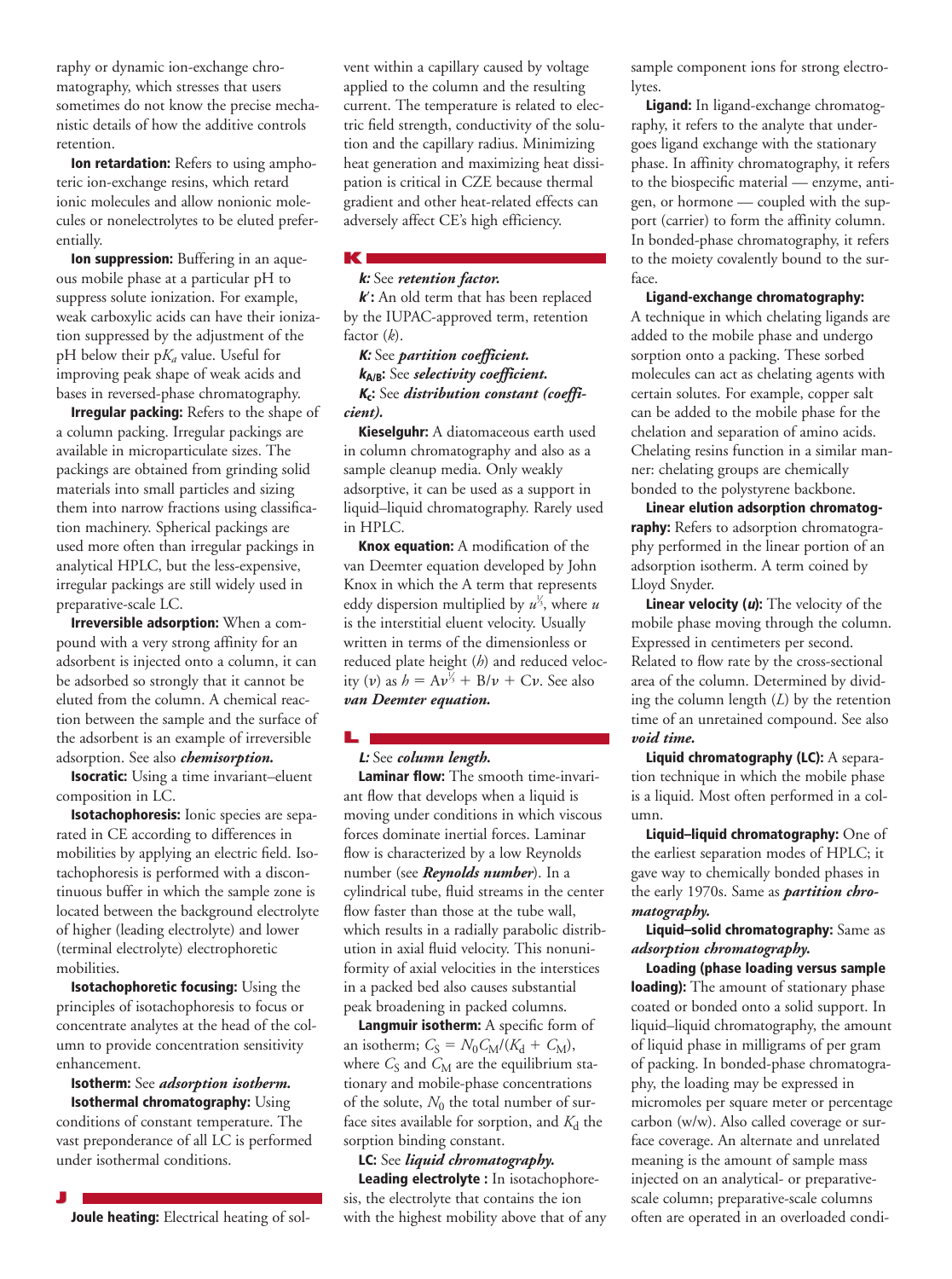raphy or dynamic ion-exchange chromatography, which stresses that users sometimes do not know the precise mechanistic details of how the additive controls retention.

**Ion retardation:** Refers to using amphoteric ion-exchange resins, which retard ionic molecules and allow nonionic molecules or nonelectrolytes to be eluted preferentially.

**Ion suppression:** Buffering in an aqueous mobile phase at a particular pH to suppress solute ionization. For example, weak carboxylic acids can have their ionization suppressed by the adjustment of the pH below their p$K_a$ value. Useful for improving peak shape of weak acids and bases in reversed-phase chromatography.

**Irregular packing:** Refers to the shape of a column packing. Irregular packings are available in microparticulate sizes. The packings are obtained from grinding solid materials into small particles and sizing them into narrow fractions using classification machinery. Spherical packings are used more often than irregular packings in analytical HPLC, but the less-expensive, irregular packings are still widely used in preparative-scale LC.

**Irreversible adsorption:** When a compound with a very strong affinity for an adsorbent is injected onto a column, it can be adsorbed so strongly that it cannot be eluted from the column. A chemical reaction between the sample and the surface of the adsorbent is an example of irreversible adsorption. See also ***chemisorption.***

**Isocratic:** Using a time invariant–eluent composition in LC.

**Isotachophoresis:** Ionic species are separated in CE according to differences in mobilities by applying an electric field. Isotachophoresis is performed with a discontinuous buffer in which the sample zone is located between the background electrolyte of higher (leading electrolyte) and lower (terminal electrolyte) electrophoretic mobilities.

**Isotachophoretic focusing:** Using the principles of isotachophoresis to focus or concentrate analytes at the head of the column to provide concentration sensitivity enhancement.

**Isotherm:** See ***adsorption isotherm.***

**Isothermal chromatography:** Using conditions of constant temperature. The vast preponderance of all LC is performed under isothermal conditions.

## J

**Joule heating:** Electrical heating of solvent within a capillary caused by voltage applied to the column and the resulting current. The temperature is related to electric field strength, conductivity of the solution and the capillary radius. Minimizing heat generation and maximizing heat dissipation is critical in CZE because thermal gradient and other heat-related effects can adversely affect CE's high efficiency.

## K

***k*:** See ***retention factor.***

***k'*:** An old term that has been replaced by the IUPAC-approved term, retention factor ($k$).

***K*:** See ***partition coefficient.***

***$K_{A/B}$*:** See ***selectivity coefficient.***

***$K_c$*:** See ***distribution constant (coefficient).***

**Kieselguhr:** A diatomaceous earth used in column chromatography and also as a sample cleanup media. Only weakly adsorptive, it can be used as a support in liquid–liquid chromatography. Rarely used in HPLC.

**Knox equation:** A modification of the van Deemter equation developed by John Knox in which the A term that represents eddy dispersion multiplied by $u^{1/3}$, where $u$ is the interstitial eluent velocity. Usually written in terms of the dimensionless or reduced plate height ($h$) and reduced velocity ($\nu$) as $h = A\nu^{1/3} + B/\nu + C\nu$. See also ***van Deemter equation.***

## L

***L*:** See ***column length.***

**Laminar flow:** The smooth time-invariant flow that develops when a liquid is moving under conditions in which viscous forces dominate inertial forces. Laminar flow is characterized by a low Reynolds number (see ***Reynolds number***). In a cylindrical tube, fluid streams in the center flow faster than those at the tube wall, which results in a radially parabolic distribution in axial fluid velocity. This nonuniformity of axial velocities in the interstices in a packed bed also causes substantial peak broadening in packed columns.

**Langmuir isotherm:** A specific form of an isotherm; $C_S = N_0C_M/(K_d + C_M)$, where $C_S$ and $C_M$ are the equilibrium stationary and mobile-phase concentrations of the solute, $N_0$ the total number of surface sites available for sorption, and $K_d$ the sorption binding constant.

**LC:** See ***liquid chromatography.***

**Leading electrolyte :** In isotachophoresis, the electrolyte that contains the ion with the highest mobility above that of any sample component ions for strong electrolytes.

**Ligand:** In ligand-exchange chromatography, it refers to the analyte that undergoes ligand exchange with the stationary phase. In affinity chromatography, it refers to the biospecific material — enzyme, antigen, or hormone — coupled with the support (carrier) to form the affinity column. In bonded-phase chromatography, it refers to the moiety covalently bound to the surface.

**Ligand-exchange chromatography:** A technique in which chelating ligands are added to the mobile phase and undergo sorption onto a packing. These sorbed molecules can act as chelating agents with certain solutes. For example, copper salt can be added to the mobile phase for the chelation and separation of amino acids. Chelating resins function in a similar manner: chelating groups are chemically bonded to the polystyrene backbone.

**Linear elution adsorption chromatography:** Refers to adsorption chromatography performed in the linear portion of an adsorption isotherm. A term coined by Lloyd Snyder.

**Linear velocity (*u*):** The velocity of the mobile phase moving through the column. Expressed in centimeters per second. Related to flow rate by the cross-sectional area of the column. Determined by dividing the column length ($L$) by the retention time of an unretained compound. See also ***void time.***

**Liquid chromatography (LC):** A separation technique in which the mobile phase is a liquid. Most often performed in a column.

**Liquid–liquid chromatography:** One of the earliest separation modes of HPLC; it gave way to chemically bonded phases in the early 1970s. Same as ***partition chromatography.***

**Liquid–solid chromatography:** Same as ***adsorption chromatography.***

**Loading (phase loading versus sample loading):** The amount of stationary phase coated or bonded onto a solid support. In liquid–liquid chromatography, the amount of liquid phase in milligrams of per gram of packing. In bonded-phase chromatography, the loading may be expressed in micromoles per square meter or percentage carbon (w/w). Also called coverage or surface coverage. An alternate and unrelated meaning is the amount of sample mass injected on an analytical- or preparative-scale column; preparative-scale columns often are operated in an overloaded condi-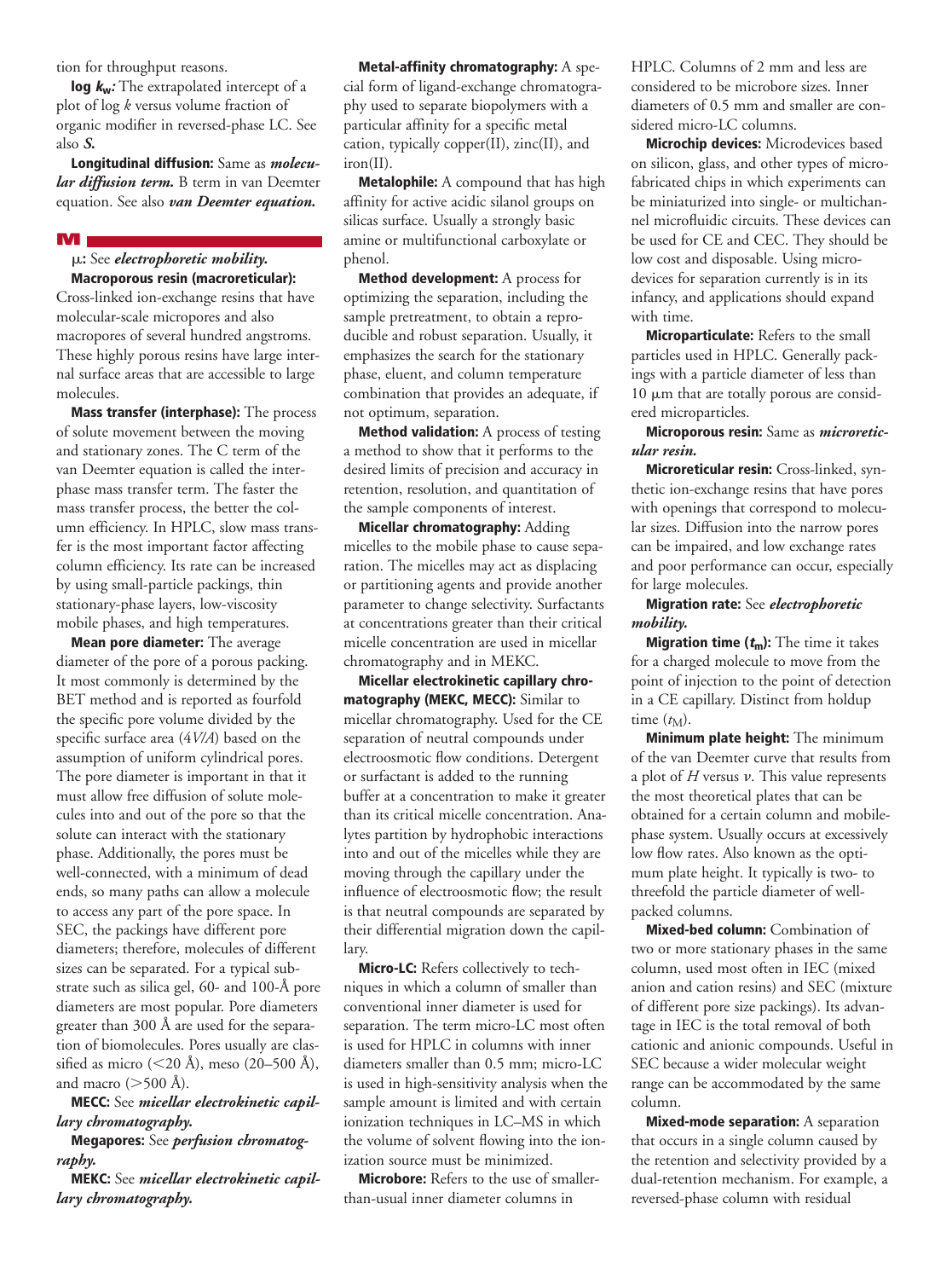tion for throughput reasons.

**log $k_w$:** The extrapolated intercept of a plot of log *k* versus volume fraction of organic modifier in reversed-phase LC. See also ***S.***

**Longitudinal diffusion:** Same as ***molecular diffusion term.*** B term in van Deemter equation. See also ***van Deemter equation.***

## M

**μ:** See ***electrophoretic mobility.***

**Macroporous resin (macroreticular):** Cross-linked ion-exchange resins that have molecular-scale micropores and also macropores of several hundred angstroms. These highly porous resins have large internal surface areas that are accessible to large molecules.

**Mass transfer (interphase):** The process of solute movement between the moving and stationary zones. The C term of the van Deemter equation is called the interphase mass transfer term. The faster the mass transfer process, the better the column efficiency. In HPLC, slow mass transfer is the most important factor affecting column efficiency. Its rate can be increased by using small-particle packings, thin stationary-phase layers, low-viscosity mobile phases, and high temperatures.

**Mean pore diameter:** The average diameter of the pore of a porous packing. It most commonly is determined by the BET method and is reported as fourfold the specific pore volume divided by the specific surface area ($4V/A$) based on the assumption of uniform cylindrical pores. The pore diameter is important in that it must allow free diffusion of solute molecules into and out of the pore so that the solute can interact with the stationary phase. Additionally, the pores must be well-connected, with a minimum of dead ends, so many paths can allow a molecule to access any part of the pore space. In SEC, the packings have different pore diameters; therefore, molecules of different sizes can be separated. For a typical substrate such as silica gel, 60- and 100-Å pore diameters are most popular. Pores greater than 300 Å are used for the separation of biomolecules. Pores usually are classified as micro (<20 Å), meso (20–500 Å), and macro (>500 Å).

**MECC:** See ***micellar electrokinetic capillary chromatography.***

**Megapores:** See ***perfusion chromatography.***

**MEKC:** See ***micellar electrokinetic capillary chromatography.***

**Metal-affinity chromatography:** A special form of ligand-exchange chromatography used to separate biopolymers with a particular affinity for a specific metal cation, typically copper(II), zinc(II), and iron(II).

**Metalophile:** A compound that has high affinity for active acidic silanol groups on silicas surface. Usually a strongly basic amine or multifunctional carboxylate or phenol.

**Method development:** A process for optimizing the separation, including the sample pretreatment, to obtain a reproducible and robust separation. Usually, it emphasizes the search for the stationary phase, eluent, and column temperature combination that provides an adequate, if not optimum, separation.

**Method validation:** A process of testing a method to show that it performs to the desired limits of precision and accuracy in retention, resolution, and quantitation of the sample components of interest.

**Micellar chromatography:** Adding micelles to the mobile phase to cause separation. The micelles may act as displacing or partitioning agents and provide another parameter to change selectivity. Surfactants at concentrations greater than their critical micelle concentration are used in micellar chromatography and in MEKC.

**Micellar electrokinetic capillary chromatography (MEKC, MECC):** Similar to micellar chromatography. Used for the CE separation of neutral compounds under electroosmotic flow conditions. Detergent or surfactant is added to the running buffer at a concentration to make it greater than its critical micelle concentration. Analytes partition by hydrophobic interactions into and out of the micelles while they are moving through the capillary under the influence of electroosmotic flow; the result is that neutral compounds are separated by their differential migration down the capillary.

**Micro-LC:** Refers collectively to techniques in which a column of smaller than conventional inner diameter is used for separation. The term micro-LC most often is used for HPLC in columns with inner diameters smaller than 0.5 mm; micro-LC is used in high-sensitivity analysis when the sample amount is limited and with certain ionization techniques in LC–MS in which the volume of solvent flowing into the ionization source must be minimized.

**Microbore:** Refers to the use of smaller-than-usual inner diameter columns in HPLC. Columns of 2 mm and less are considered to be microbore sizes. Inner diameters of 0.5 mm and smaller are considered micro-LC columns.

**Microchip devices:** Microdevices based on silicon, glass, and other types of microfabricated chips in which experiments can be miniaturized into single- or multichannel microfluidic circuits. These devices can be used for CE and CEC. They should be low cost and disposable. Using microdevices for separation currently is in its infancy, and applications should expand with time.

**Microparticulate:** Refers to the small particles used in HPLC. Generally packings with a particle diameter of less than 10 μm that are totally porous are considered microparticles.

**Microporous resin:** Same as ***microreticular resin.***

**Microreticular resin:** Cross-linked, synthetic ion-exchange resins that have pores with openings that correspond to molecular sizes. Diffusion into the narrow pores can be impaired, and low exchange rates and poor performance can occur, especially for large molecules.

**Migration rate:** See ***electrophoretic mobility.***

**Migration time ($t_m$):** The time it takes for a charged molecule to move from the point of injection to the point of detection in a CE capillary. Distinct from holdup time ($t_M$).

**Minimum plate height:** The minimum of the van Deemter curve that results from a plot of *H* versus $\nu$. This value represents the most theoretical plates that can be obtained for a certain column and mobile-phase system. Usually occurs at excessively low flow rates. Also known as the optimum plate height. It typically is two- to threefold the particle diameter of well-packed columns.

**Mixed-bed column:** Combination of two or more stationary phases in the same column, used most often in IEC (mixed anion and cation resins) and SEC (mixture of different pore size packings). Its advantage in IEC is the total removal of both cationic and anionic compounds. Useful in SEC because a wider molecular weight range can be accommodated by the same column.

**Mixed-mode separation:** A separation that occurs in a single column caused by the retention and selectivity provided by a dual-retention mechanism. For example, a reversed-phase column with residual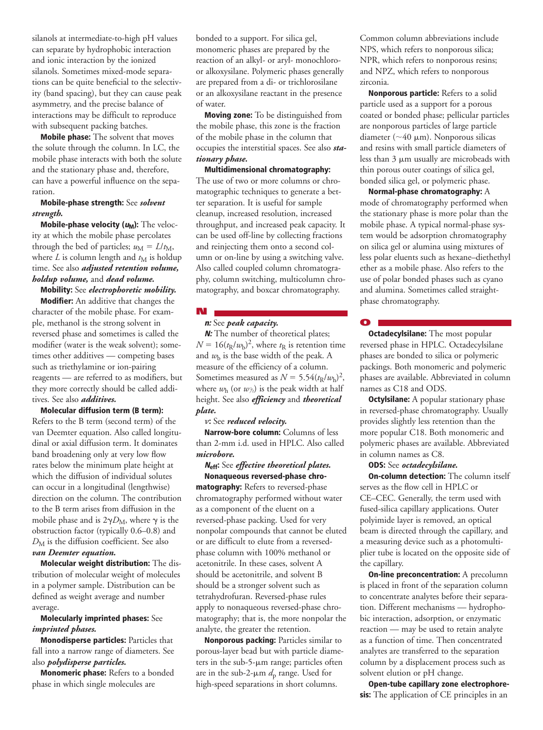silanols at intermediate-to-high pH values can separate by hydrophobic interaction and ionic interaction by the ionized silanols. Sometimes mixed-mode separations can be quite beneficial to the selectivity (band spacing), but they can cause peak asymmetry, and the precise balance of interactions may be difficult to reproduce with subsequent packing batches.

**Mobile phase:** The solvent that moves the solute through the column. In LC, the mobile phase interacts with both the solute and the stationary phase and, therefore, can have a powerful influence on the separation.

**Mobile-phase strength:** See ***solvent strength.***

**Mobile-phase velocity ($u_M$):** The velocity at which the mobile phase percolates through the bed of particles; $u_M = L/t_M$, where $L$ is column length and $t_M$ is holdup time. See also ***adjusted retention volume, holdup volume,*** and ***dead volume.***

**Mobility:** See ***electrophoretic mobility.***

**Modifier:** An additive that changes the character of the mobile phase. For example, methanol is the strong solvent in reversed phase and sometimes is called the modifier (water is the weak solvent); sometimes other additives — competing bases such as triethylamine or ion-pairing reagents — are referred to as modifiers, but they more correctly should be called additives. See also ***additives.***

**Molecular diffusion term (B term):** Refers to the B term (second term) of the van Deemter equation. Also called longitudinal or axial diffusion term. It dominates band broadening only at very low flow rates below the minimum plate height at which the diffusion of individual solutes can occur in a longitudinal (lengthwise) direction on the column. The contribution to the B term arises from diffusion in the mobile phase and is $2\gamma D_M$, where $\gamma$ is the obstruction factor (typically 0.6–0.8) and $D_M$ is the diffusion coefficient. See also ***van Deemter equation.***

**Molecular weight distribution:** The distribution of molecular weight of molecules in a polymer sample. Distribution can be defined as weight average and number average.

**Molecularly imprinted phases:** See ***imprinted phases.***

**Monodisperse particles:** Particles that fall into a narrow range of diameters. See also ***polydisperse particles.***

**Monomeric phase:** Refers to a bonded phase in which single molecules are bonded to a support. For silica gel, monomeric phases are prepared by the reaction of an alkyl- or aryl- monochloro- or alkoxysilane. Polymeric phases generally are prepared from a di- or trichlorosilane or an alkoxysilane reactant in the presence of water.

**Moving zone:** To be distinguished from the mobile phase, this zone is the fraction of the mobile phase in the column that occupies the interstitial spaces. See also ***stationary phase.***

**Multidimensional chromatography:** The use of two or more columns or chromatographic techniques to generate a better separation. It is useful for sample cleanup, increased resolution, increased throughput, and increased peak capacity. It can be used off-line by collecting fractions and reinjecting them onto a second column or on-line by using a switching valve. Also called coupled column chromatography, column switching, multicolumn chromatography, and boxcar chromatography.

## N

***n:*** See ***peak capacity.***

***N:*** The number of theoretical plates; $N = 16(t_R/w_b)^2$, where $t_R$ is retention time and $w_b$ is the base width of the peak. A measure of the efficiency of a column. Sometimes measured as $N = 5.54(t_R/w_h)^2$, where $w_h$ (or $w_{½}$) is the peak width at half height. See also ***efficiency*** and ***theoretical plate.***

$\nu$: See ***reduced velocity.***

**Narrow-bore column:** Columns of less than 2-mm i.d. used in HPLC. Also called ***microbore.***

***$N_{eff}$:*** See ***effective theoretical plates.***

**Nonaqueous reversed-phase chromatography:** Refers to reversed-phase chromatography performed without water as a component of the eluent on a reversed-phase packing. Used for very nonpolar compounds that cannot be eluted or are difficult to elute from a reversed-phase column with 100% methanol or acetonitrile. In these cases, solvent A should be acetonitrile, and solvent B should be a stronger solvent such as tetrahydrofuran. Reversed-phase rules apply to nonaqueous reversed-phase chromatography; that is, the more nonpolar the analyte, the greater the retention.

**Nonporous packing:** Particles similar to porous-layer bead but with particle diameters in the sub-5-μm range; particles often are in the sub-2-μm $d_p$ range. Used for high-speed separations in short columns. Common column abbreviations include NPS, which refers to nonporous silica; NPR, which refers to nonporous resins; and NPZ, which refers to nonporous zirconia.

**Nonporous particle:** Refers to a solid particle used as a support for a porous coated or bonded phase; pellicular particles are nonporous particles of large particle diameter (~40 μm). Nonporous silicas and resins with small particle diameters of less than 3 μm usually are microbeads with thin porous outer coatings of silica gel, bonded silica gel, or polymeric phase.

**Normal-phase chromatography:** A mode of chromatography performed when the stationary phase is more polar than the mobile phase. A typical normal-phase system would be adsorption chromatography on silica gel or alumina using mixtures of less polar eluents such as hexane–diethethyl ether as a mobile phase. Also refers to the use of polar bonded phases such as cyano and alumina. Sometimes called straight-phase chromatography.

## O

**Octadecylsilane:** The most popular reversed phase in HPLC. Octadecylsilane phases are bonded to silica or polymeric packings. Both monomeric and polymeric phases are available. Abbreviated in column names as C18 and ODS.

**Octylsilane:** A popular stationary phase in reversed-phase chromatography. Usually provides slightly less retention than the more popular C18. Both monomeric and polymeric phases are available. Abbreviated in column names as C8.

**ODS:** See ***octadecylsilane.***

**On-column detection:** The column itself serves as the flow cell in HPLC or CE–CEC. Generally, the term used with fused-silica capillary applications. Outer polyimide layer is removed, an optical beam is directed through the capillary, and a measuring device such as a photomultiplier tube is located on the opposite side of the capillary.

**On-line preconcentration:** A precolumn is placed in front of the separation column to concentrate analytes before their separation. Different mechanisms — hydrophobic interaction, adsorption, or enzymatic reaction — may be used to retain analyte as a function of time. Then concentrated analytes are transferred to the separation column by a displacement process such as solvent elution or pH change.

**Open-tube capillary zone electrophoresis:** The application of CE principles in an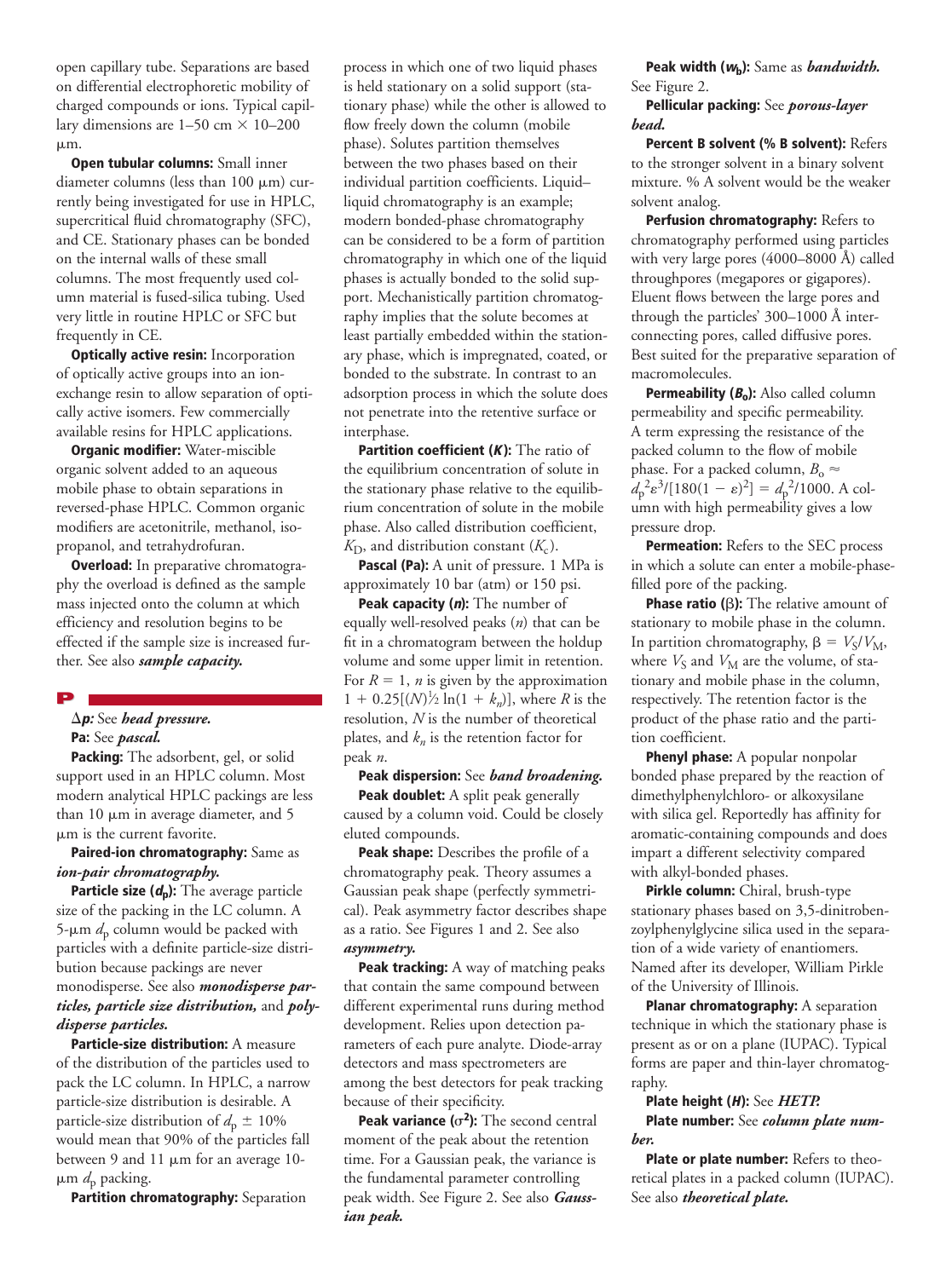open capillary tube. Separations are based on differential electrophoretic mobility of charged compounds or ions. Typical capillary dimensions are 1–50 cm × 10–200 µm.

**Open tubular columns:** Small inner diameter columns (less than 100 µm) currently being investigated for use in HPLC, supercritical fluid chromatography (SFC), and CE. Stationary phases can be bonded on the internal walls of these small columns. The most frequently used column material is fused-silica tubing. Used very little in routine HPLC or SFC but frequently in CE.

**Optically active resin:** Incorporation of optically active groups into an ion-exchange resin to allow separation of optically active isomers. Few commercially available resins for HPLC applications.

**Organic modifier:** Water-miscible organic solvent added to an aqueous mobile phase to obtain separations in reversed-phase HPLC. Common organic modifiers are acetonitrile, methanol, isopropanol, and tetrahydrofuran.

**Overload:** In preparative chromatography the overload is defined as the sample mass injected onto the column at which efficiency and resolution begins to be effected if the sample size is increased further. See also ***sample capacity.***

## P

**Δ*p*:** See ***head pressure.***

**Pa:** See ***pascal.***

**Packing:** The adsorbent, gel, or solid support used in an HPLC column. Most modern analytical HPLC packings are less than 10 µm in average diameter, and 5 µm is the current favorite.

**Paired-ion chromatography:** Same as ***ion-pair chromatography.***

**Particle size ($d_p$):** The average particle size of the packing in the LC column. A 5-µm $d_p$ column would be packed with particles with a definite particle-size distribution because packings are never monodisperse. See also ***monodisperse particles, particle size distribution,*** and ***polydisperse particles.***

**Particle-size distribution:** A measure of the distribution of the particles used to pack the LC column. In HPLC, a narrow particle-size distribution is desirable. A particle-size distribution of $d_p \pm 10\%$ would mean that 90% of the particles fall between 9 and 11 µm for an average 10-µm $d_p$ packing.

**Partition chromatography:** Separation process in which one of two liquid phases is held stationary on a solid support (stationary phase) while the other is allowed to flow freely down the column (mobile phase). Solutes partition themselves between the two phases based on their individual partition coefficients. Liquid–liquid chromatography is an example; modern bonded-phase chromatography can be considered to be a form of partition chromatography in which one of the liquid phases is actually bonded to the solid support. Mechanistically partition chromatography implies that the solute becomes at least partially embedded within the stationary phase, which is impregnated, coated, or bonded to the substrate. In contrast to an adsorption process in which the solute does not penetrate into the retentive surface or interphase.

**Partition coefficient (*K*):** The ratio of the equilibrium concentration of solute in the stationary phase relative to the equilibrium concentration of solute in the mobile phase. Also called distribution coefficient, $K_D$, and distribution constant ($K_c$).

**Pascal (Pa):** A unit of pressure. 1 MPa is approximately 10 bar (atm) or 150 psi.

**Peak capacity (*n*):** The number of equally well-resolved peaks ($n$) that can be fit in a chromatogram between the holdup volume and some upper limit in retention. For $R = 1$, $n$ is given by the approximation $1 + 0.25[(N)^{1/2} \ln(1 + k_n)]$, where $R$ is the resolution, $N$ is the number of theoretical plates, and $k_n$ is the retention factor for peak $n$.

**Peak dispersion:** See ***band broadening.***

**Peak doublet:** A split peak generally caused by a column void. Could be closely eluted compounds.

**Peak shape:** Describes the profile of a chromatography peak. Theory assumes a Gaussian peak shape (perfectly symmetrical). Peak asymmetry factor describes shape as a ratio. See Figures 1 and 2. See also ***asymmetry.***

**Peak tracking:** A way of matching peaks that contain the same compound between different experimental runs during method development. Relies upon detection parameters of each pure analyte. Diode-array detectors and mass spectrometers are among the best detectors for peak tracking because of their specificity.

**Peak variance ($\sigma^2$):** The second central moment of the peak about the retention time. For a Gaussian peak, the variance is the fundamental parameter controlling peak width. See Figure 2. See also ***Gaussian peak.***

**Peak width ($w_b$):** Same as ***bandwidth.*** See Figure 2.

**Pellicular packing:** See ***porous-layer bead.***

**Percent B solvent (% B solvent):** Refers to the stronger solvent in a binary solvent mixture. % A solvent would be the weaker solvent analog.

**Perfusion chromatography:** Refers to chromatography performed using particles with very large pores (4000–8000 Å) called throughpores (megapores or gigapores). Eluent flows between the large pores and through the particles' 300–1000 Å interconnecting pores, called diffusive pores. Best suited for the preparative separation of macromolecules.

**Permeability ($B_o$):** Also called column permeability and specific permeability. A term expressing the resistance of the packed column to the flow of mobile phase. For a packed column, $B_o \approx d_p^2\varepsilon^3/[180(1 - \varepsilon)^2] = d_p^2/1000$. A column with high permeability gives a low pressure drop.

**Permeation:** Refers to the SEC process in which a solute can enter a mobile-phase-filled pore of the packing.

**Phase ratio ($\beta$):** The relative amount of stationary to mobile phase in the column. In partition chromatography, $\beta = V_S/V_M$, where $V_S$ and $V_M$ are the volume, of stationary and mobile phase in the column, respectively. The retention factor is the product of the phase ratio and the partition coefficient.

**Phenyl phase:** A popular nonpolar bonded phase prepared by the reaction of dimethylphenylchloro- or alkoxysilane with silica gel. Reportedly has affinity for aromatic-containing compounds and does impart a different selectivity compared with alkyl-bonded phases.

**Pirkle column:** Chiral, brush-type stationary phases based on 3,5-dinitrobenzoylphenylglycine silica used in the separation of a wide variety of enantiomers. Named after its developer, William Pirkle of the University of Illinois.

**Planar chromatography:** A separation technique in which the stationary phase is present as or on a plane (IUPAC). Typical forms are paper and thin-layer chromatography.

**Plate height (*H*):** See ***HETP.***

**Plate number:** See ***column plate number.***

**Plate or plate number:** Refers to theoretical plates in a packed column (IUPAC). See also ***theoretical plate.***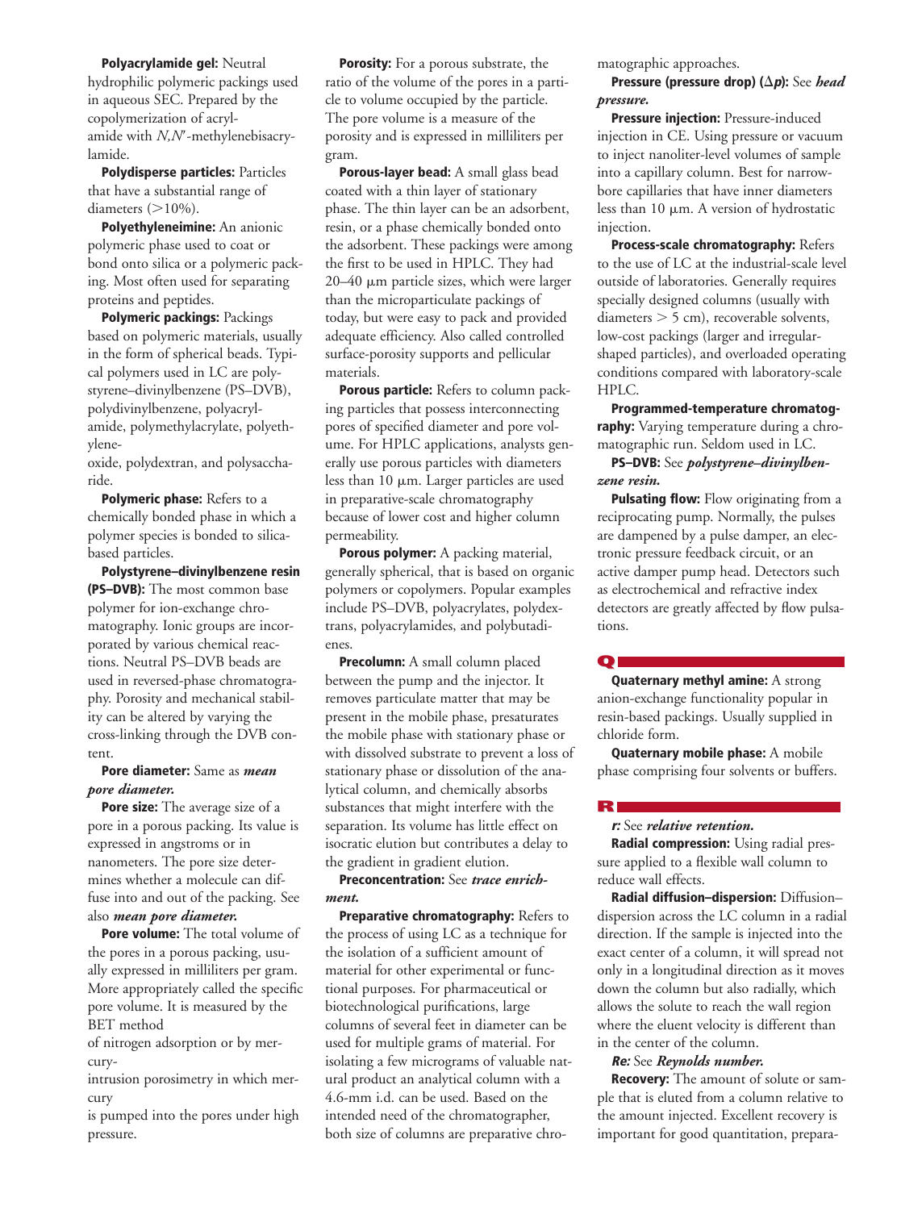**Polyacrylamide gel:** Neutral hydrophilic polymeric packings used in aqueous SEC. Prepared by the copolymerization of acrylamide with *N,N'*-methylenebisacrylamide.

**Polydisperse particles:** Particles that have a substantial range of diameters (>10%).

**Polyethyleneimine:** An anionic polymeric phase used to coat or bond onto silica or a polymeric packing. Most often used for separating proteins and peptides.

**Polymeric packings:** Packings based on polymeric materials, usually in the form of spherical beads. Typical polymers used in LC are polystyrene–divinylbenzene (PS–DVB), polydivinylbenzene, polyacrylamide, polymethylacrylate, polyethyleneoxide, polydextran, and polysaccharide.

**Polymeric phase:** Refers to a chemically bonded phase in which a polymer species is bonded to silica-based particles.

**Polystyrene–divinylbenzene resin (PS–DVB):** The most common base polymer for ion-exchange chromatography. Ionic groups are incorporated by various chemical reactions. Neutral PS–DVB beads are used in reversed-phase chromatography. Porosity and mechanical stability can be altered by varying the cross-linking through the DVB content.

**Pore diameter:** Same as ***mean pore diameter.***

**Pore size:** The average size of a pore in a porous packing. Its value is expressed in angstroms or in nanometers. The pore size determines whether a molecule can diffuse into and out of the packing. See also ***mean pore diameter.***

**Pore volume:** The total volume of the pores in a porous packing, usually expressed in milliliters per gram. More appropriately called the specific pore volume. It is measured by the BET method of nitrogen adsorption or by mercury-intrusion porosimetry in which mercury is pumped into the pores under high pressure.

**Porosity:** For a porous substrate, the ratio of the volume of the pores in a particle to volume occupied by the particle. The pore volume is a measure of the porosity and is expressed in milliliters per gram.

**Porous-layer bead:** A small glass bead coated with a thin layer of stationary phase. The thin layer can be an adsorbent, resin, or a phase chemically bonded onto the adsorbent. These packings were among the first to be used in HPLC. They had 20–40 µm particle sizes, which were larger than the microparticulate packings of today, but were easy to pack and provided adequate efficiency. Also called controlled surface-porosity supports and pellicular materials.

**Porous particle:** Refers to column packing particles that possess interconnecting pores of specified diameter and pore volume. For HPLC applications, analysts generally use porous particles with diameters less than 10 µm. Larger particles are used in preparative-scale chromatography because of lower cost and higher column permeability.

**Porous polymer:** A packing material, generally spherical, that is based on organic polymers or copolymers. Popular examples include PS–DVB, polyacrylates, polydextrans, polyacrylamides, and polybutadienes.

**Precolumn:** A small column placed between the pump and the injector. It removes particulate matter that may be present in the mobile phase, presaturates the mobile phase with stationary phase or with dissolved substrate to prevent a loss of stationary phase or dissolution of the analytical column, and chemically absorbs substances that might interfere with the separation. Its volume has little effect on isocratic elution but contributes a delay to the gradient in gradient elution.

**Preconcentration:** See ***trace enrichment.***

**Preparative chromatography:** Refers to the process of using LC as a technique for the isolation of a sufficient amount of material for other experimental or functional purposes. For pharmaceutical or biotechnological purifications, large columns of several feet in diameter can be used for multiple grams of material. For isolating a few micrograms of valuable natural product an analytical column with a 4.6-mm i.d. can be used. Based on the intended need of the chromatographer, both size of columns are preparative chromatographic approaches.

**Pressure (pressure drop) ($\Delta p$):** See ***head pressure.***

**Pressure injection:** Pressure-induced injection in CE. Using pressure or vacuum to inject nanoliter-level volumes of sample into a capillary column. Best for narrow-bore capillaries that have inner diameters less than 10 µm. A version of hydrostatic injection.

**Process-scale chromatography:** Refers to the use of LC at the industrial-scale level outside of laboratories. Generally requires specially designed columns (usually with diameters > 5 cm), recoverable solvents, low-cost packings (larger and irregular-shaped particles), and overloaded operating conditions compared with laboratory-scale HPLC.

**Programmed-temperature chromatography:** Varying temperature during a chromatographic run. Seldom used in LC.

**PS–DVB:** See ***polystyrene–divinylbenzene resin.***

**Pulsating flow:** Flow originating from a reciprocating pump. Normally, the pulses are dampened by a pulse damper, an electronic pressure feedback circuit, or an active damper pump head. Detectors such as electrochemical and refractive index detectors are greatly affected by flow pulsations.

## Q

**Quaternary methyl amine:** A strong anion-exchange functionality popular in resin-based packings. Usually supplied in chloride form.

**Quaternary mobile phase:** A mobile phase comprising four solvents or buffers.

## R

***r:*** See ***relative retention.***

**Radial compression:** Using radial pressure applied to a flexible wall column to reduce wall effects.

**Radial diffusion–dispersion:** Diffusion–dispersion across the LC column in a radial direction. If the sample is injected into the exact center of a column, it will spread not only in a longitudinal direction as it moves down the column but also radially, which allows the solute to reach the wall region where the eluent velocity is different than in the center of the column.

***Re:*** See ***Reynolds number.***

**Recovery:** The amount of solute or sample that is eluted from a column relative to the amount injected. Excellent recovery is important for good quantitation, prepara-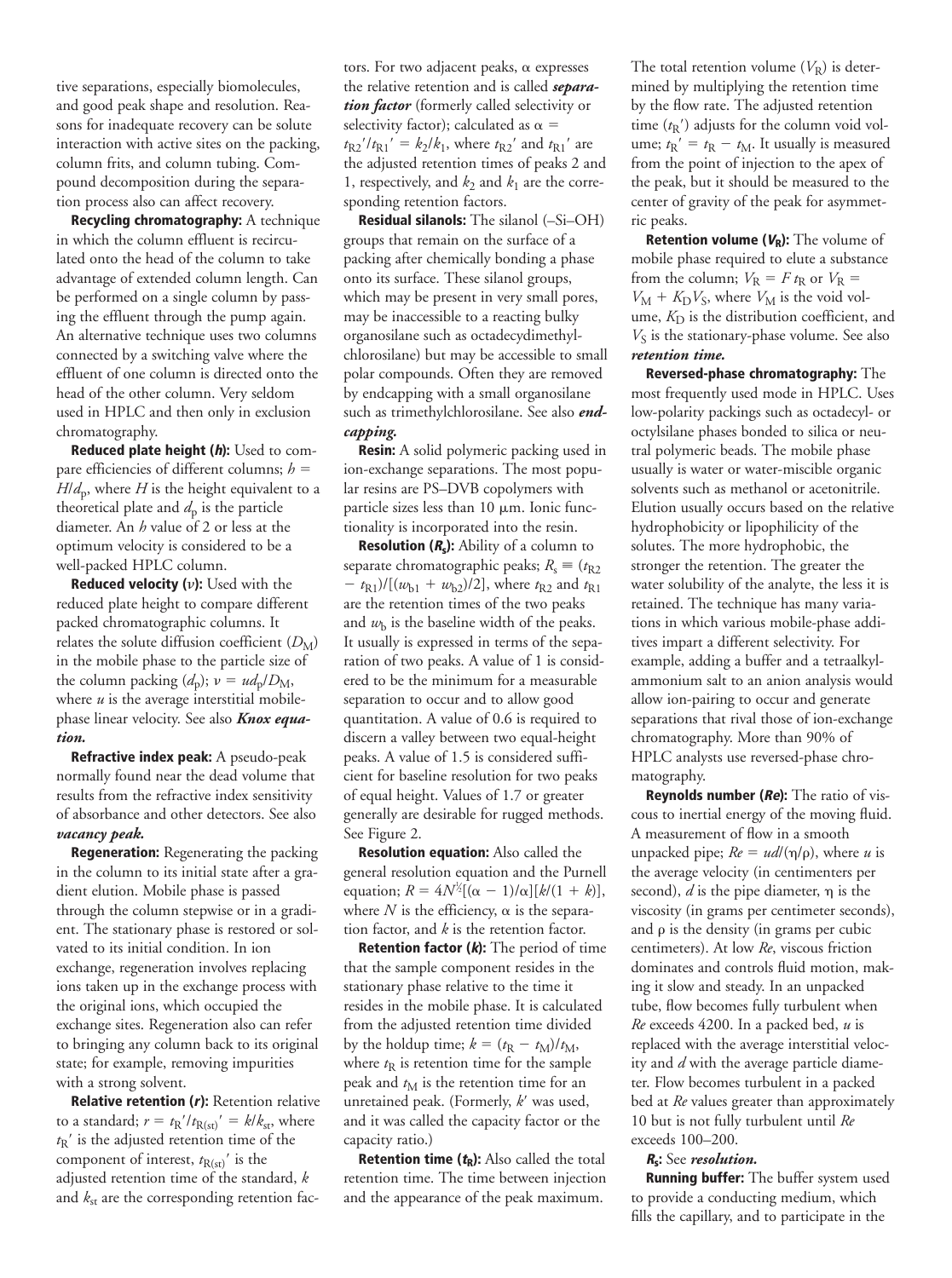tive separations, especially biomolecules, and good peak shape and resolution. Reasons for inadequate recovery can be solute interaction with active sites on the packing, column frits, and column tubing. Compound decomposition during the separation process also can affect recovery.

**Recycling chromatography:** A technique in which the column effluent is recirculated onto the head of the column to take advantage of extended column length. Can be performed on a single column by passing the effluent through the pump again. An alternative technique uses two columns connected by a switching valve where the effluent of one column is directed onto the head of the other column. Very seldom used in HPLC and then only in exclusion chromatography.

**Reduced plate height ($h$):** Used to compare efficiencies of different columns; $h = H/d_p$, where $H$ is the height equivalent to a theoretical plate and $d_p$ is the particle diameter. An $h$ value of 2 or less at the optimum velocity is considered to be a well-packed HPLC column.

**Reduced velocity ($\nu$):** Used with the reduced plate height to compare different packed chromatographic columns. It relates the solute diffusion coefficient ($D_M$) in the mobile phase to the particle size of the column packing ($d_p$); $\nu = ud_p/D_M$, where $u$ is the average interstitial mobile-phase linear velocity. See also ***Knox equation.***

**Refractive index peak:** A pseudo-peak normally found near the dead volume that results from the refractive index sensitivity of absorbance and other detectors. See also ***vacancy peak.***

**Regeneration:** Regenerating the packing in the column to its initial state after a gradient elution. Mobile phase is passed through the column stepwise or in a gradient. The stationary phase is restored or solvated to its initial condition. In ion exchange, regeneration involves replacing ions taken up in the exchange process with the original ions, which occupied the exchange sites. Regeneration also can refer to bringing any column back to its original state; for example, removing impurities with a strong solvent.

**Relative retention ($r$):** Retention relative to a standard; $r = t_R'/t_{R(st)}' = k/k_{st}$, where $t_R'$ is the adjusted retention time of the component of interest, $t_{R(st)}'$ is the adjusted retention time of the standard, $k$ and $k_{st}$ are the corresponding retention factors. For two adjacent peaks, $\alpha$ expresses the relative retention and is called ***separation factor*** (formerly called selectivity or selectivity factor); calculated as $\alpha = t_{R2}'/t_{R1}' = k_2/k_1$, where $t_{R2}'$ and $t_{R1}'$ are the adjusted retention times of peaks 2 and 1, respectively, and $k_2$ and $k_1$ are the corresponding retention factors.

**Residual silanols:** The silanol (–Si–OH) groups that remain on the surface of a packing after chemically bonding a phase onto its surface. These silanol groups, which may be present in very small pores, may be inaccessible to a reacting bulky organosilane such as octadecydimethylchlorosilane) but may be accessible to small polar compounds. Often they are removed by endcapping with a small organosilane such as trimethylchlorosilane. See also ***endcapping.***

**Resin:** A solid polymeric packing used in ion-exchange separations. The most popular resins are PS–DVB copolymers with particle sizes less than 10 µm. Ionic functionality is incorporated into the resin.

**Resolution ($R_s$):** Ability of a column to separate chromatographic peaks; $R_s \equiv (t_{R2} - t_{R1})/[(w_{b1} + w_{b2})/2]$, where $t_{R2}$ and $t_{R1}$ are the retention times of the two peaks and $w_b$ is the baseline width of the peaks. It usually is expressed in terms of the separation of two peaks. A value of 1 is considered to be the minimum for a measurable separation to occur and to allow good quantitation. A value of 0.6 is required to discern a valley between two equal-height peaks. A value of 1.5 is considered sufficient for baseline resolution for two peaks of equal height. Values of 1.7 or greater generally are desirable for rugged methods. See Figure 2.

**Resolution equation:** Also called the general resolution equation and the Purnell equation; $R = 4N^{½}[(\alpha - 1)/\alpha][k/(1 + k)]$, where $N$ is the efficiency, $\alpha$ is the separation factor, and $k$ is the retention factor.

**Retention factor ($k$):** The period of time that the sample component resides in the stationary phase relative to the time it resides in the mobile phase. It is calculated from the adjusted retention time divided by the holdup time; $k = (t_R - t_M)/t_M$, where $t_R$ is retention time for the sample peak and $t_M$ is the retention time for an unretained peak. (Formerly, $k'$ was used, and it was called the capacity factor or the capacity ratio.)

**Retention time ($t_R$):** Also called the total retention time. The time between injection and the appearance of the peak maximum. The total retention volume ($V_R$) is determined by multiplying the retention time by the flow rate. The adjusted retention time ($t_R'$) adjusts for the column void volume; $t_R' = t_R - t_M$. It usually is measured from the point of injection to the apex of the peak, but it should be measured to the center of gravity of the peak for asymmetric peaks.

**Retention volume ($V_R$):** The volume of mobile phase required to elute a substance from the column; $V_R = F\,t_R$ or $V_R = V_M + K_D V_S$, where $V_M$ is the void volume, $K_D$ is the distribution coefficient, and $V_S$ is the stationary-phase volume. See also ***retention time.***

**Reversed-phase chromatography:** The most frequently used mode in HPLC. Uses low-polarity packings such as octadecyl- or octylsilane phases bonded to silica or neutral polymeric beads. The mobile phase usually is water or water-miscible organic solvents such as methanol or acetonitrile. Elution usually occurs based on the relative hydrophobicity or lipophilicity of the solutes. The more hydrophobic, the stronger the retention. The greater the water solubility of the analyte, the less it is retained. The technique has many variations in which various mobile-phase additives impart a different selectivity. For example, adding a buffer and a tetraalkylammonium salt to an anion analysis would allow ion-pairing to occur and generate separations that rival those of ion-exchange chromatography. More than 90% of HPLC analysts use reversed-phase chromatography.

**Reynolds number ($Re$):** The ratio of viscous to inertial energy of the moving fluid. A measurement of flow in a smooth unpacked pipe; $Re = ud/(\eta/\rho)$, where $u$ is the average velocity (in centimenters per second), $d$ is the pipe diameter, $\eta$ is the viscosity (in grams per centimeter seconds), and $\rho$ is the density (in grams per cubic centimeters). At low $Re$, viscous friction dominates and controls fluid motion, making it slow and steady. In an unpacked tube, flow becomes fully turbulent when $Re$ exceeds 4200. In a packed bed, $u$ is replaced with the average interstitial velocity and $d$ with the average particle diameter. Flow becomes turbulent in a packed bed at $Re$ values greater than approximately 10 but is not fully turbulent until $Re$ exceeds 100–200.

**$R_s$:** See ***resolution.***

**Running buffer:** The buffer system used to provide a conducting medium, which fills the capillary, and to participate in the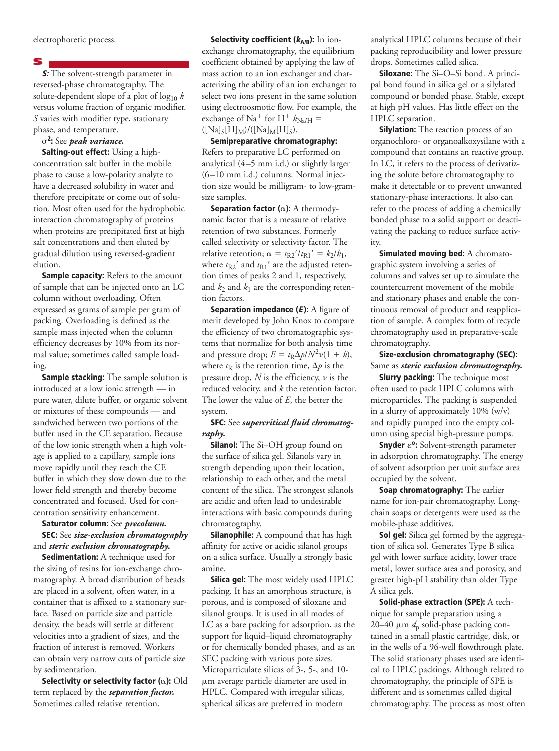electrophoretic process.

## S

***S:*** The solvent-strength parameter in reversed-phase chromatography. The solute-dependent slope of a plot of $\log_{10} k$ versus volume fraction of organic modifier. *S* varies with modifier type, stationary phase, and temperature.

**$\sigma^2$:** See ***peak variance.***

**Salting-out effect:** Using a high-concentration salt buffer in the mobile phase to cause a low-polarity analyte to have a decreased solubility in water and therefore precipitate or come out of solution. Most often used for the hydrophobic interaction chromatography of proteins when proteins are precipitated first at high salt concentrations and then eluted by gradual dilution using reversed-gradient elution.

**Sample capacity:** Refers to the amount of sample that can be injected onto an LC column without overloading. Often expressed as grams of sample per gram of packing. Overloading is defined as the sample mass injected when the column efficiency decreases by 10% from its normal value; sometimes called sample loading.

**Sample stacking:** The sample solution is introduced at a low ionic strength — in pure water, dilute buffer, or organic solvent or mixtures of these compounds — and sandwiched between two portions of the buffer used in the CE separation. Because of the low ionic strength when a high voltage is applied to a capillary, sample ions move rapidly until they reach the CE buffer in which they slow down due to the lower field strength and thereby become concentrated and focused. Used for concentration sensitivity enhancement.

**Saturator column:** See ***precolumn.***

**SEC:** See ***size-exclusion chromatography*** and ***steric exclusion chromatography.***

**Sedimentation:** A technique used for the sizing of resins for ion-exchange chromatography. A broad distribution of beads are placed in a solvent, often water, in a container that is affixed to a stationary surface. Based on particle size and particle density, the beads will settle at different velocities into a gradient of sizes, and the fraction of interest is removed. Workers can obtain very narrow cuts of particle size by sedimentation.

**Selectivity or selectivity factor ($\alpha$):** Old term replaced by the ***separation factor.*** Sometimes called relative retention.

**Selectivity coefficient ($k_{A/B}$):** In ion-exchange chromatography, the equilibrium coefficient obtained by applying the law of mass action to an ion exchanger and characterizing the ability of an ion exchanger to select two ions present in the same solution using electroosmotic flow. For example, the exchange of $Na^+$ for $H^+$ $k_{Na/H} = ([Na]_S[H]_M)/([Na]_M[H]_S)$.

**Semipreparative chromatography:** Refers to preparative LC performed on analytical (4–5 mm i.d.) or slightly larger (6–10 mm i.d.) columns. Normal injection size would be milligram- to low-gram-size samples.

**Separation factor ($\alpha$):** A thermodynamic factor that is a measure of relative retention of two substances. Formerly called selectivity or selectivity factor. The relative retention; $\alpha = t_{R2}'/t_{R1}' = k_2/k_1$, where $t_{R2}'$ and $t_{R1}'$ are the adjusted retention times of peaks 2 and 1, respectively, and $k_2$ and $k_1$ are the corresponding retention factors.

**Separation impedance (*E*):** A figure of merit developed by John Knox to compare the efficiency of two chromatographic systems that normalize for both analysis time and pressure drop; $E = t_R\Delta p/N^2\nu(1 + k)$, where $t_R$ is the retention time, $\Delta p$ is the pressure drop, $N$ is the efficiency, $\nu$ is the reduced velocity, and $k$ the retention factor. The lower the value of $E$, the better the system.

**SFC:** See ***supercritical fluid chromatography.***

**Silanol:** The Si–OH group found on the surface of silica gel. Silanols vary in strength depending upon their location, relationship to each other, and the metal content of the silica. The strongest silanols are acidic and often lead to undesirable interactions with basic compounds during chromatography.

**Silanophile:** A compound that has high affinity for active or acidic silanol groups on a silica surface. Usually a strongly basic amine.

**Silica gel:** The most widely used HPLC packing. It has an amorphous structure, is porous, and is composed of siloxane and silanol groups. It is used in all modes of LC as a bare packing for adsorption, as the support for liquid–liquid chromatography or for chemically bonded phases, and as an SEC packing with various pore sizes. Microparticulate silicas of 3-, 5-, and 10-µm average particle diameter are used in HPLC. Compared with irregular silicas, spherical silicas are preferred in modern analytical HPLC columns because of their packing reproducibility and lower pressure drops. Sometimes called silica.

**Siloxane:** The Si–O–Si bond. A principal bond found in silica gel or a silylated compound or bonded phase. Stable, except at high pH values. Has little effect on the HPLC separation.

**Silylation:** The reaction process of an organochloro- or organoalkoxysilane with a compound that contains an reactive group. In LC, it refers to the process of derivatizing the solute before chromatography to make it detectable or to prevent unwanted stationary-phase interactions. It also can refer to the process of adding a chemically bonded phase to a solid support or deactivating the packing to reduce surface activity.

**Simulated moving bed:** A chromatographic system involving a series of columns and valves set up to simulate the countercurrent movement of the mobile and stationary phases and enable the continuous removal of product and reapplication of sample. A complex form of recycle chromatography used in preparative-scale chromatography.

**Size-exclusion chromatography (SEC):** Same as ***steric exclusion chromatography.***

**Slurry packing:** The technique most often used to pack HPLC columns with microparticles. The packing is suspended in a slurry of approximately 10% (w/v) and rapidly pumped into the empty column using special high-pressure pumps.

**Snyder $\varepsilon^o$:** Solvent-strength parameter in adsorption chromatography. The energy of solvent adsorption per unit surface area occupied by the solvent.

**Soap chromatography:** The earlier name for ion-pair chromatography. Long-chain soaps or detergents were used as the mobile-phase additives.

**Sol gel:** Silica gel formed by the aggregation of silica sol. Generates Type B silica gel with lower surface acidity, lower trace metal, lower surface area and porosity, and greater high-pH stability than older Type A silica gels.

**Solid-phase extraction (SPE):** A technique for sample preparation using a 20–40 µm $d_p$ solid-phase packing contained in a small plastic cartridge, disk, or in the wells of a 96-well flowthrough plate. The solid stationary phases used are identical to HPLC packings. Although related to chromatography, the principle of SPE is different and is sometimes called digital chromatography. The process as most often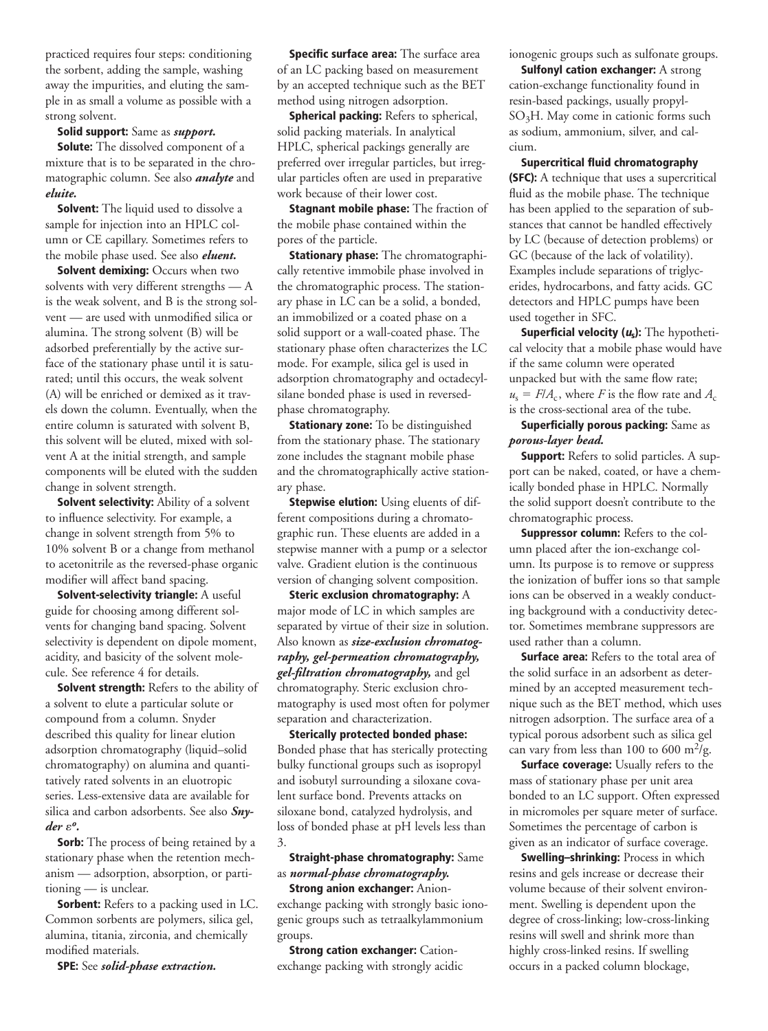practiced requires four steps: conditioning the sorbent, adding the sample, washing away the impurities, and eluting the sample in as small a volume as possible with a strong solvent.

**Solid support:** Same as ***support.***

**Solute:** The dissolved component of a mixture that is to be separated in the chromatographic column. See also ***analyte*** and ***eluite.***

**Solvent:** The liquid used to dissolve a sample for injection into an HPLC column or CE capillary. Sometimes refers to the mobile phase used. See also ***eluent.***

**Solvent demixing:** Occurs when two solvents with very different strengths — A is the weak solvent, and B is the strong solvent — are used with unmodified silica or alumina. The strong solvent (B) will be adsorbed preferentially by the active surface of the stationary phase until it is saturated; until this occurs, the weak solvent (A) will be enriched or demixed as it travels down the column. Eventually, when the entire column is saturated with solvent B, this solvent will be eluted, mixed with solvent A at the initial strength, and sample components will be eluted with the sudden change in solvent strength.

**Solvent selectivity:** Ability of a solvent to influence selectivity. For example, a change in solvent strength from 5% to 10% solvent B or a change from methanol to acetonitrile as the reversed-phase organic modifier will affect band spacing.

**Solvent-selectivity triangle:** A useful guide for choosing among different solvents for changing band spacing. Solvent selectivity is dependent on dipole moment, acidity, and basicity of the solvent molecule. See reference 4 for details.

**Solvent strength:** Refers to the ability of a solvent to elute a particular solute or compound from a column. Snyder described this quality for linear elution adsorption chromatography (liquid–solid chromatography) on alumina and quantitatively rated solvents in an eluotropic series. Less-extensive data are available for silica and carbon adsorbents. See also ***Snyder*** $\varepsilon^o$.

**Sorb:** The process of being retained by a stationary phase when the retention mechanism — adsorption, absorption, or partitioning — is unclear.

**Sorbent:** Refers to a packing used in LC. Common sorbents are polymers, silica gel, alumina, titania, zirconia, and chemically modified materials.

**SPE:** See ***solid-phase extraction.***

**Specific surface area:** The surface area of an LC packing based on measurement by an accepted technique such as the BET method using nitrogen adsorption.

**Spherical packing:** Refers to spherical, solid packing materials. In analytical HPLC, spherical packings generally are preferred over irregular particles, but irregular particles often are used in preparative work because of their lower cost.

**Stagnant mobile phase:** The fraction of the mobile phase contained within the pores of the particle.

**Stationary phase:** The chromatographically retentive immobile phase involved in the chromatographic process. The stationary phase in LC can be a solid, a bonded, an immobilized or a coated phase on a solid support or a wall-coated phase. The stationary phase often characterizes the LC mode. For example, silica gel is used in adsorption chromatography and octadecylsilane bonded phase is used in reversed-phase chromatography.

**Stationary zone:** To be distinguished from the stationary phase. The stationary zone includes the stagnant mobile phase and the chromatographically active stationary phase.

**Stepwise elution:** Using eluents of different compositions during a chromatographic run. These eluents are added in a stepwise manner with a pump or a selector valve. Gradient elution is the continuous version of changing solvent composition.

**Steric exclusion chromatography:** A major mode of LC in which samples are separated by virtue of their size in solution. Also known as ***size-exclusion chromatography, gel-permeation chromatography, gel-filtration chromatography,*** and gel chromatography. Steric exclusion chromatography is used most often for polymer separation and characterization.

**Sterically protected bonded phase:** Bonded phase that has sterically protecting bulky functional groups such as isopropyl and isobutyl surrounding a siloxane covalent surface bond. Prevents attacks on siloxane bond, catalyzed hydrolysis, and loss of bonded phase at pH levels less than 3.

**Straight-phase chromatography:** Same as ***normal-phase chromatography.***

**Strong anion exchanger:** Anion-exchange packing with strongly basic ionogenic groups such as tetraalkylammonium groups.

**Strong cation exchanger:** Cation-exchange packing with strongly acidic ionogenic groups such as sulfonate groups.

**Sulfonyl cation exchanger:** A strong cation-exchange functionality found in resin-based packings, usually propyl-$SO_3H$. May come in cationic forms such as sodium, ammonium, silver, and calcium.

**Supercritical fluid chromatography (SFC):** A technique that uses a supercritical fluid as the mobile phase. The technique has been applied to the separation of substances that cannot be handled effectively by LC (because of detection problems) or GC (because of the lack of volatility). Examples include separations of triglycerides, hydrocarbons, and fatty acids. GC detectors and HPLC pumps have been used together in SFC.

**Superficial velocity ($u_s$):** The hypothetical velocity that a mobile phase would have if the same column were operated unpacked but with the same flow rate; $u_s = F/A_c$, where $F$ is the flow rate and $A_c$ is the cross-sectional area of the tube.

**Superficially porous packing:** Same as ***porous-layer bead.***

**Support:** Refers to solid particles. A support can be naked, coated, or have a chemically bonded phase in HPLC. Normally the solid support doesn't contribute to the chromatographic process.

**Suppressor column:** Refers to the column placed after the ion-exchange column. Its purpose is to remove or suppress the ionization of buffer ions so that sample ions can be observed in a weakly conducting background with a conductivity detector. Sometimes membrane suppressors are used rather than a column.

**Surface area:** Refers to the total area of the solid surface in an adsorbent as determined by an accepted measurement technique such as the BET method, which uses nitrogen adsorption. The surface area of a typical porous adsorbent such as silica gel can vary from less than 100 to 600 $m^2/g$.

**Surface coverage:** Usually refers to the mass of stationary phase per unit area bonded to an LC support. Often expressed in micromoles per square meter of surface. Sometimes the percentage of carbon is given as an indicator of surface coverage.

**Swelling–shrinking:** Process in which resins and gels increase or decrease their volume because of their solvent environment. Swelling is dependent upon the degree of cross-linking; low-cross-linking resins will swell and shrink more than highly cross-linked resins. If swelling occurs in a packed column blockage,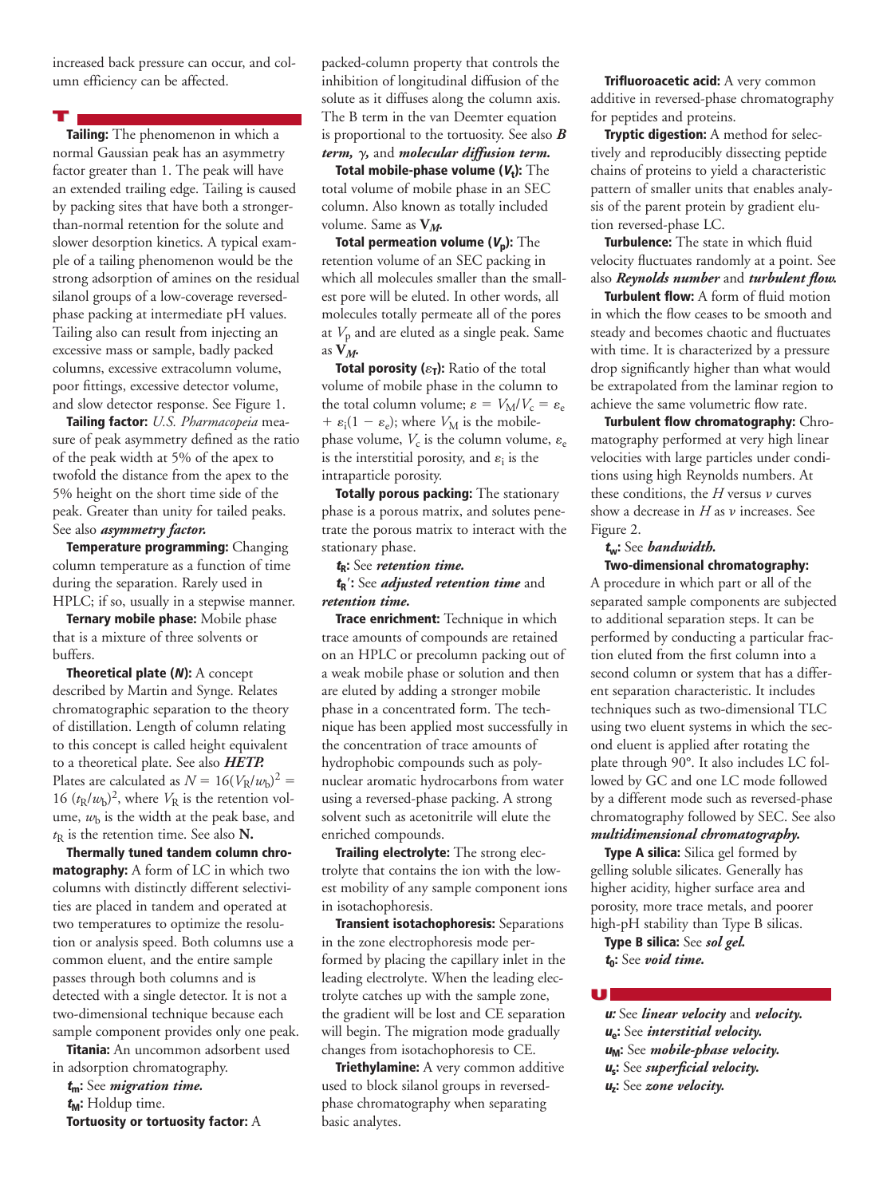increased back pressure can occur, and column efficiency can be affected.

## T

**Tailing:** The phenomenon in which a normal Gaussian peak has an asymmetry factor greater than 1. The peak will have an extended trailing edge. Tailing is caused by packing sites that have both a stronger-than-normal retention for the solute and slower desorption kinetics. A typical example of a tailing phenomenon would be the strong adsorption of amines on the residual silanol groups of a low-coverage reversed-phase packing at intermediate pH values. Tailing also can result from injecting an excessive mass or sample, badly packed columns, excessive extracolumn volume, poor fittings, excessive detector volume, and slow detector response. See Figure 1.

**Tailing factor:** *U.S. Pharmacopeia* measure of peak asymmetry defined as the ratio of the peak width at 5% of the apex to twofold the distance from the apex to the 5% height on the short time side of the peak. Greater than unity for tailed peaks. See also ***asymmetry factor.***

**Temperature programming:** Changing column temperature as a function of time during the separation. Rarely used in HPLC; if so, usually in a stepwise manner.

**Ternary mobile phase:** Mobile phase that is a mixture of three solvents or buffers.

**Theoretical plate (*N*):** A concept described by Martin and Synge. Relates chromatographic separation to the theory of distillation. Length of column relating to this concept is called height equivalent to a theoretical plate. See also ***HETP.*** Plates are calculated as $N = 16(V_R/w_b)^2 = 16\,(t_R/w_b)^2$, where $V_R$ is the retention volume, $w_b$ is the width at the peak base, and $t_R$ is the retention time. See also **N.**

**Thermally tuned tandem column chromatography:** A form of LC in which two columns with distinctly different selectivities are placed in tandem and operated at two temperatures to optimize the resolution or analysis speed. Both columns use a common eluent, and the entire sample passes through both columns and is detected with a single detector. It is not a two-dimensional technique because each sample component provides only one peak.

**Titania:** An uncommon adsorbent used in adsorption chromatography.

**$t_m$:** See ***migration time.***

**$t_M$:** Holdup time.

**Tortuosity or tortuosity factor:** A packed-column property that controls the inhibition of longitudinal diffusion of the solute as it diffuses along the column axis. The B term in the van Deemter equation is proportional to the tortuosity. See also ***B term, γ,*** and ***molecular diffusion term.***

**Total mobile-phase volume ($V_t$):** The total volume of mobile phase in an SEC column. Also known as totally included volume. Same as $\mathbf{V_M}$.

**Total permeation volume ($V_p$):** The retention volume of an SEC packing in which all molecules smaller than the smallest pore will be eluted. In other words, all molecules totally permeate all of the pores at $V_p$ and are eluted as a single peak. Same as $\mathbf{V_M}$.

**Total porosity ($\varepsilon_T$):** Ratio of the total volume of mobile phase in the column to the total column volume; $\varepsilon = V_M/V_c = \varepsilon_e + \varepsilon_i(1 - \varepsilon_e)$; where $V_M$ is the mobile-phase volume, $V_c$ is the column volume, $\varepsilon_e$ is the interstitial porosity, and $\varepsilon_i$ is the intraparticle porosity.

**Totally porous packing:** The stationary phase is a porous matrix, and solutes penetrate the porous matrix to interact with the stationary phase.

**$t_R$:** See ***retention time.***

**$t_R'$:** See ***adjusted retention time*** and ***retention time.***

**Trace enrichment:** Technique in which trace amounts of compounds are retained on an HPLC or precolumn packing out of a weak mobile phase or solution and then are eluted by adding a stronger mobile phase in a concentrated form. The technique has been applied most successfully in the concentration of trace amounts of hydrophobic compounds such as polynuclear aromatic hydrocarbons from water using a reversed-phase packing. A strong solvent such as acetonitrile will elute the enriched compounds.

**Trailing electrolyte:** The strong electrolyte that contains the ion with the lowest mobility of any sample component ions in isotachophoresis.

**Transient isotachophoresis:** Separations in the zone electrophoresis mode performed by placing the capillary inlet in the leading electrolyte. When the leading electrolyte catches up with the sample zone, the gradient will be lost and CE separation will begin. The migration mode gradually changes from isotachophoresis to CE.

**Triethylamine:** A very common additive used to block silanol groups in reversed-phase chromatography when separating basic analytes.

**Trifluoroacetic acid:** A very common additive in reversed-phase chromatography for peptides and proteins.

**Tryptic digestion:** A method for selectively and reproducibly dissecting peptide chains of proteins to yield a characteristic pattern of smaller units that enables analysis of the parent protein by gradient elution reversed-phase LC.

**Turbulence:** The state in which fluid velocity fluctuates randomly at a point. See also ***Reynolds number*** and ***turbulent flow.***

**Turbulent flow:** A form of fluid motion in which the flow ceases to be smooth and steady and becomes chaotic and fluctuates with time. It is characterized by a pressure drop significantly higher than what would be extrapolated from the laminar region to achieve the same volumetric flow rate.

**Turbulent flow chromatography:** Chromatography performed at very high linear velocities with large particles under conditions using high Reynolds numbers. At these conditions, the $H$ versus $\nu$ curves show a decrease in $H$ as $\nu$ increases. See Figure 2.

**$t_w$:** See ***bandwidth.***

**Two-dimensional chromatography:** A procedure in which part or all of the separated sample components are subjected to additional separation steps. It can be performed by conducting a particular fraction eluted from the first column into a second column or system that has a different separation characteristic. It includes techniques such as two-dimensional TLC using two eluent systems in which the second eluent is applied after rotating the plate through 90°. It also includes LC followed by GC and one LC mode followed by a different mode such as reversed-phase chromatography followed by SEC. See also ***multidimensional chromatography.***

**Type A silica:** Silica gel formed by gelling soluble silicates. Generally has higher acidity, higher surface area and porosity, more trace metals, and poorer high-pH stability than Type B silicas.

**Type B silica:** See ***sol gel.***

**$t_0$:** See ***void time.***

## U

***$u$:*** See ***linear velocity*** and ***velocity.***

**$u_e$:** See ***interstitial velocity.***

**$u_M$:** See ***mobile-phase velocity.***

**$u_s$:** See ***superficial velocity.***

**$u_z$:** See ***zone velocity.***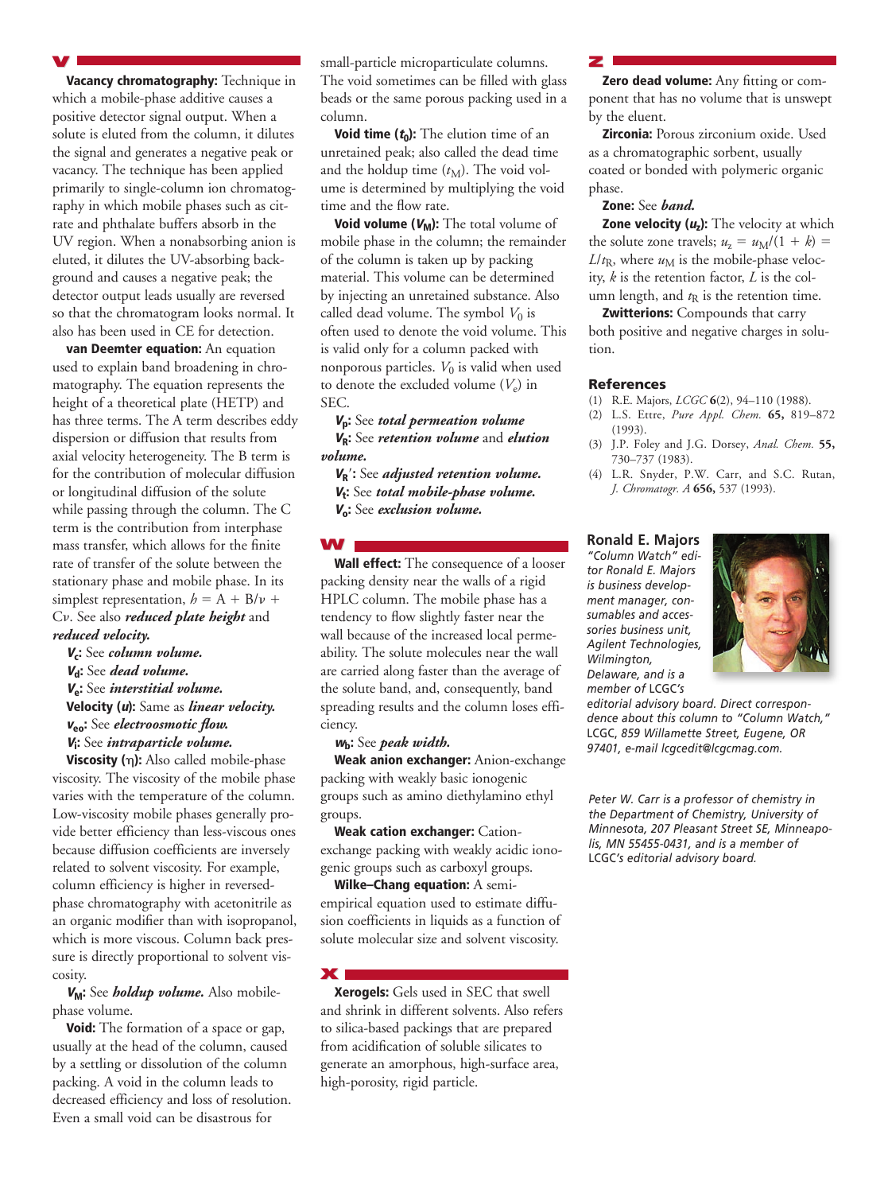## V

**Vacancy chromatography:** Technique in which a mobile-phase additive causes a positive detector signal output. When a solute is eluted from the column, it dilutes the signal and generates a negative peak or vacancy. The technique has been applied primarily to single-column ion chromatography in which mobile phases such as citrate and phthalate buffers absorb in the UV region. When a nonabsorbing anion is eluted, it dilutes the UV-absorbing background and causes a negative peak; the detector output leads usually are reversed so that the chromatogram looks normal. It also has been used in CE for detection.

**van Deemter equation:** An equation used to explain band broadening in chromatography. The equation represents the height of a theoretical plate (HETP) and has three terms. The A term describes eddy dispersion or diffusion that results from axial velocity heterogeneity. The B term is for the contribution of molecular diffusion or longitudinal diffusion of the solute while passing through the column. The C term is the contribution from interphase mass transfer, which allows for the finite rate of transfer of the solute between the stationary phase and mobile phase. In its simplest representation, $h = A + B/\nu + C\nu$. See also ***reduced plate height*** and ***reduced velocity.***

**$V_c$:** See ***column volume.***

**$V_d$:** See ***dead volume.***

**$V_e$:** See ***interstitial volume.***

**Velocity ($u$):** Same as ***linear velocity.***

**$v_{eo}$:** See ***electroosmotic flow.***

**$V_i$:** See ***intraparticle volume.***

**Viscosity ($\eta$):** Also called mobile-phase viscosity. The viscosity of the mobile phase varies with the temperature of the column. Low-viscosity mobile phases generally provide better efficiency than less-viscous ones because diffusion coefficients are inversely related to solvent viscosity. For example, column efficiency is higher in reversed-phase chromatography with acetonitrile as an organic modifier than with isopropanol, which is more viscous. Column back pressure is directly proportional to solvent viscosity.

**$V_M$:** See ***holdup volume.*** Also mobile-phase volume.

**Void:** The formation of a space or gap, usually at the head of the column, caused by a settling or dissolution of the column packing. A void in the column leads to decreased efficiency and loss of resolution. Even a small void can be disastrous for small-particle microparticulate columns. The void sometimes can be filled with glass beads or the same porous packing used in a column.

**Void time ($t_0$):** The elution time of an unretained peak; also called the dead time and the holdup time ($t_M$). The void volume is determined by multiplying the void time and the flow rate.

**Void volume ($V_M$):** The total volume of mobile phase in the column; the remainder of the column is taken up by packing material. This volume can be determined by injecting an unretained substance. Also called dead volume. The symbol $V_0$ is often used to denote the void volume. This is valid only for a column packed with nonporous particles. $V_0$ is valid when used to denote the excluded volume ($V_e$) in SEC.

**$V_p$:** See ***total permeation volume***

**$V_R$:** See ***retention volume*** and ***elution volume.***

**$V_R'$:** See ***adjusted retention volume.***

**$V_t$:** See ***total mobile-phase volume.***

**$V_o$:** See ***exclusion volume.***

## W

**Wall effect:** The consequence of a looser packing density near the walls of a rigid HPLC column. The mobile phase has a tendency to flow slightly faster near the wall because of the increased local permeability. The solute molecules near the wall are carried along faster than the average of the solute band, and, consequently, band spreading results and the column loses efficiency.

**$w_b$:** See ***peak width.***

**Weak anion exchanger:** Anion-exchange packing with weakly basic ionogenic groups such as amino diethylamino ethyl groups.

**Weak cation exchanger:** Cation-exchange packing with weakly acidic ionogenic groups such as carboxyl groups.

**Wilke–Chang equation:** A semi-empirical equation used to estimate diffusion coefficients in liquids as a function of solute molecular size and solvent viscosity.

## X

**Xerogels:** Gels used in SEC that swell and shrink in different solvents. Also refers to silica-based packings that are prepared from acidification of soluble silicates to generate an amorphous, high-surface area, high-porosity, rigid particle.

## Z

**Zero dead volume:** Any fitting or component that has no volume that is unswept by the eluent.

**Zirconia:** Porous zirconium oxide. Used as a chromatographic sorbent, usually coated or bonded with polymeric organic phase.

**Zone:** See ***band.***

**Zone velocity ($u_z$):** The velocity at which the solute zone travels; $u_z = u_M/(1 + k) = L/t_R$, where $u_M$ is the mobile-phase velocity, $k$ is the retention factor, $L$ is the column length, and $t_R$ is the retention time.

**Zwitterions:** Compounds that carry both positive and negative charges in solution.

### References

(1) R.E. Majors, *LCGC* **6**(2), 94–110 (1988).
(2) L.S. Ettre, *Pure Appl. Chem.* **65,** 819–872 (1993).
(3) J.P. Foley and J.G. Dorsey, *Anal. Chem.* **55,** 730–737 (1983).
(4) L.R. Snyder, P.W. Carr, and S.C. Rutan, *J. Chromatogr. A* **656,** 537 (1993).

**Ronald E. Majors**
*"Column Watch" editor Ronald E. Majors is business development manager, consumables and accessories business unit, Agilent Technologies, Wilmington, Delaware, and is a member of LCGC's editorial advisory board. Direct correspondence about this column to "Column Watch," LCGC, 859 Willamette Street, Eugene, OR 97401, e-mail lcgcedit@lcgcmag.com.*

*Peter W. Carr is a professor of chemistry in the Department of Chemistry, University of Minnesota, 207 Pleasant Street SE, Minneapolis, MN 55455-0431, and is a member of LCGC's editorial advisory board.*